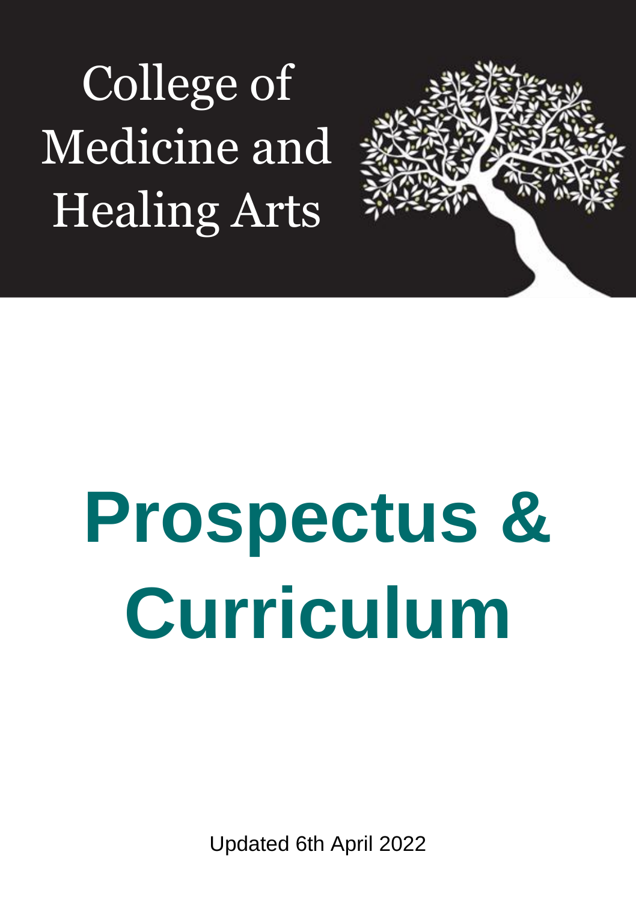College of Medicine and Healing Arts

# Prospectus & Curriculum

Updated 6th April 2022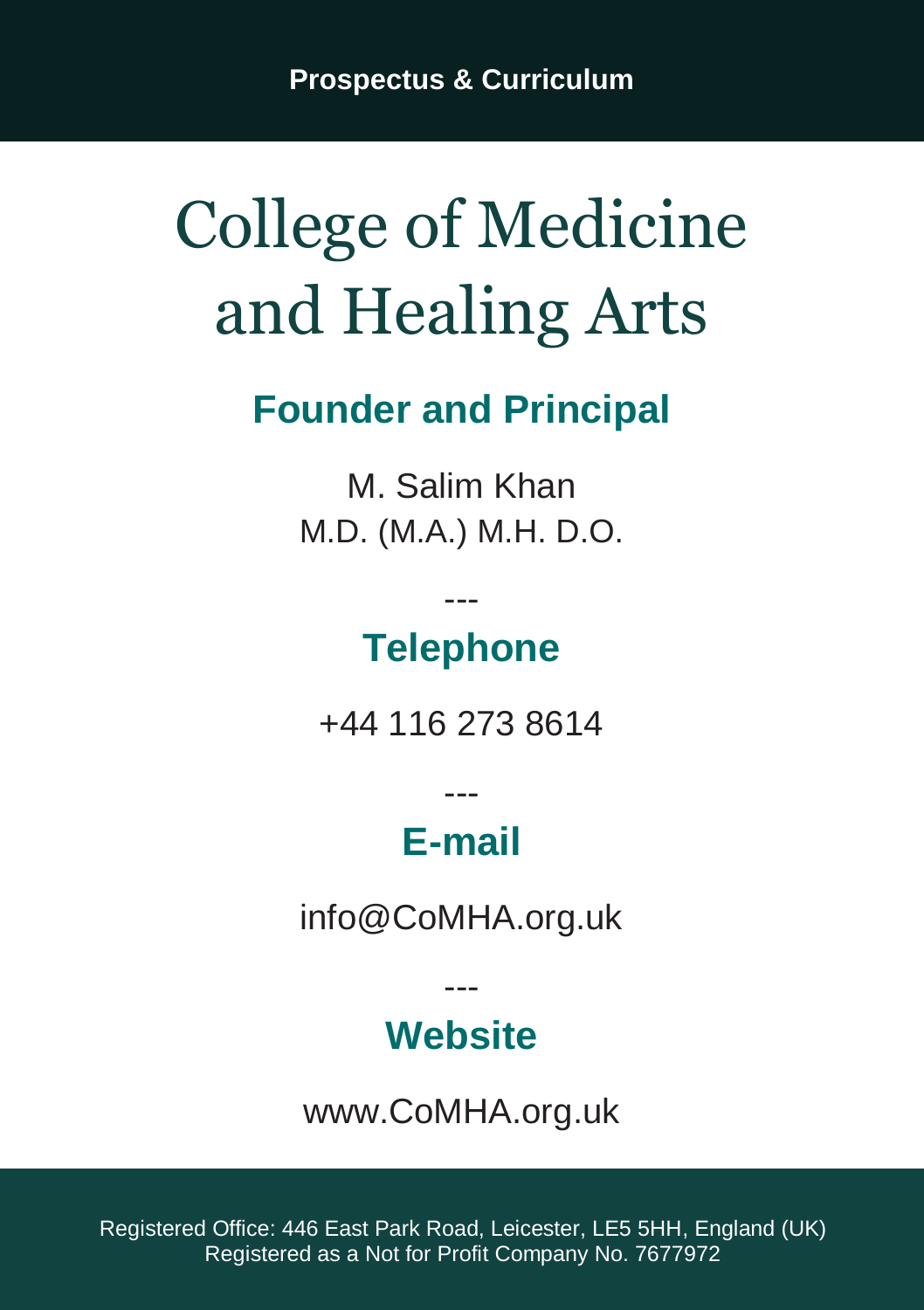Prospectus & Curriculum

# College of Medicine and Healing Arts

## Founder and Principal

M. Salim Khan
M.D. (M.A.) M.H. D.O.

---

## Telephone

+44 116 273 8614

---

## E-mail

info@CoMHA.org.uk

---

## Website

www.CoMHA.org.uk

Registered Office: 446 East Park Road, Leicester, LE5 5HH, England (UK)
Registered as a Not for Profit Company No. 7677972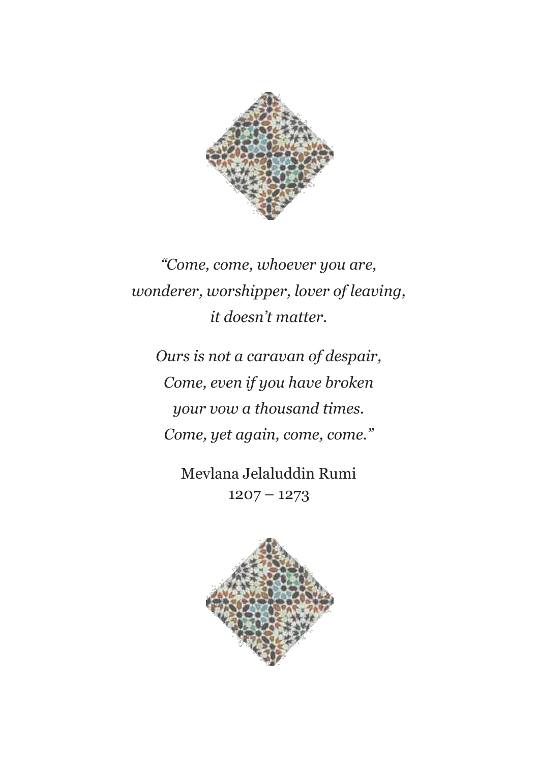*"Come, come, whoever you are,*
*wonderer, worshipper, lover of leaving,*
*it doesn't matter.*

*Ours is not a caravan of despair,*
*Come, even if you have broken*
*your vow a thousand times.*
*Come, yet again, come, come."*

Mevlana Jelaluddin Rumi
1207 – 1273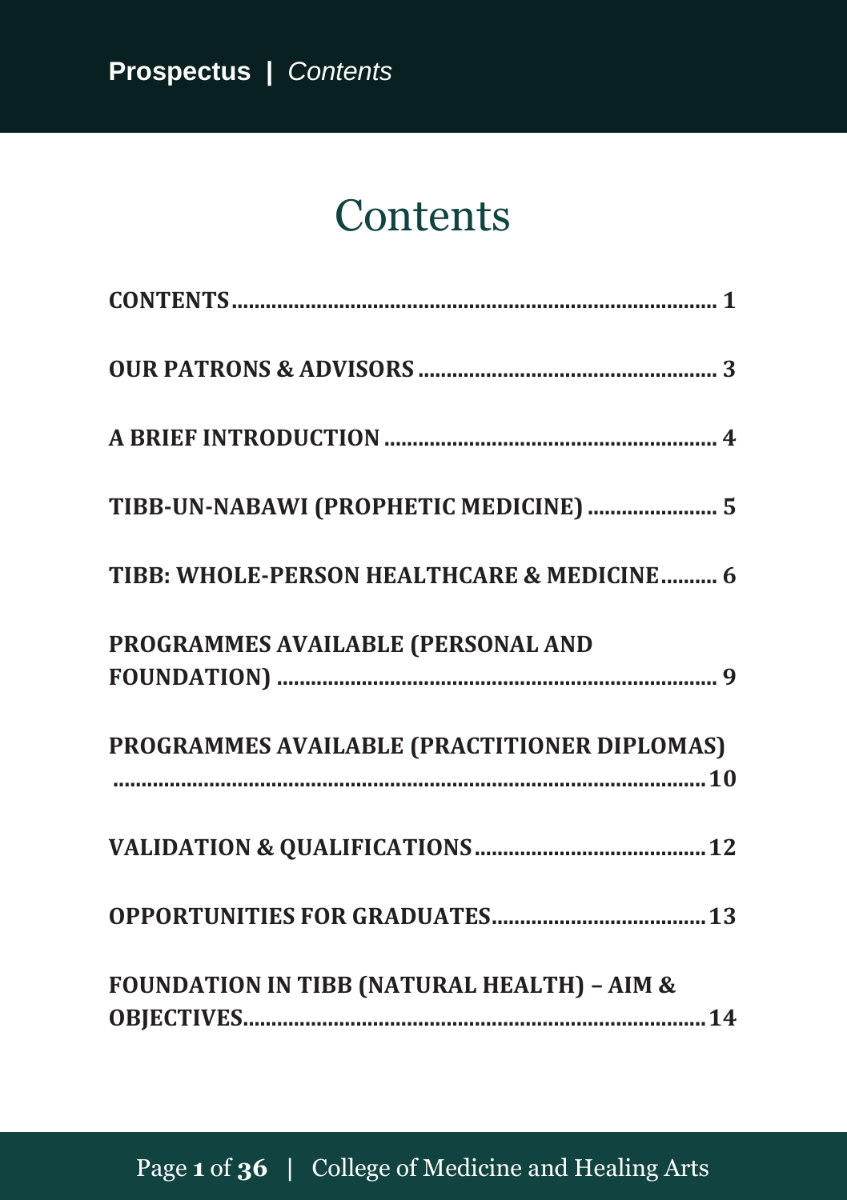# Contents

CONTENTS ........................................................................ 1

OUR PATRONS & ADVISORS ........................................................ 3

A BRIEF INTRODUCTION ........................................................... 4

TIBB-UN-NABAWI (PROPHETIC MEDICINE) ........................... 5

TIBB: WHOLE-PERSON HEALTHCARE & MEDICINE .......... 6

PROGRAMMES AVAILABLE (PERSONAL AND FOUNDATION) ........................................................................ 9

PROGRAMMES AVAILABLE (PRACTITIONER DIPLOMAS) ........................................................................ 10

VALIDATION & QUALIFICATIONS ........................................ 12

OPPORTUNITIES FOR GRADUATES ...................................... 13

FOUNDATION IN TIBB (NATURAL HEALTH) – AIM & OBJECTIVES ........................................................................ 14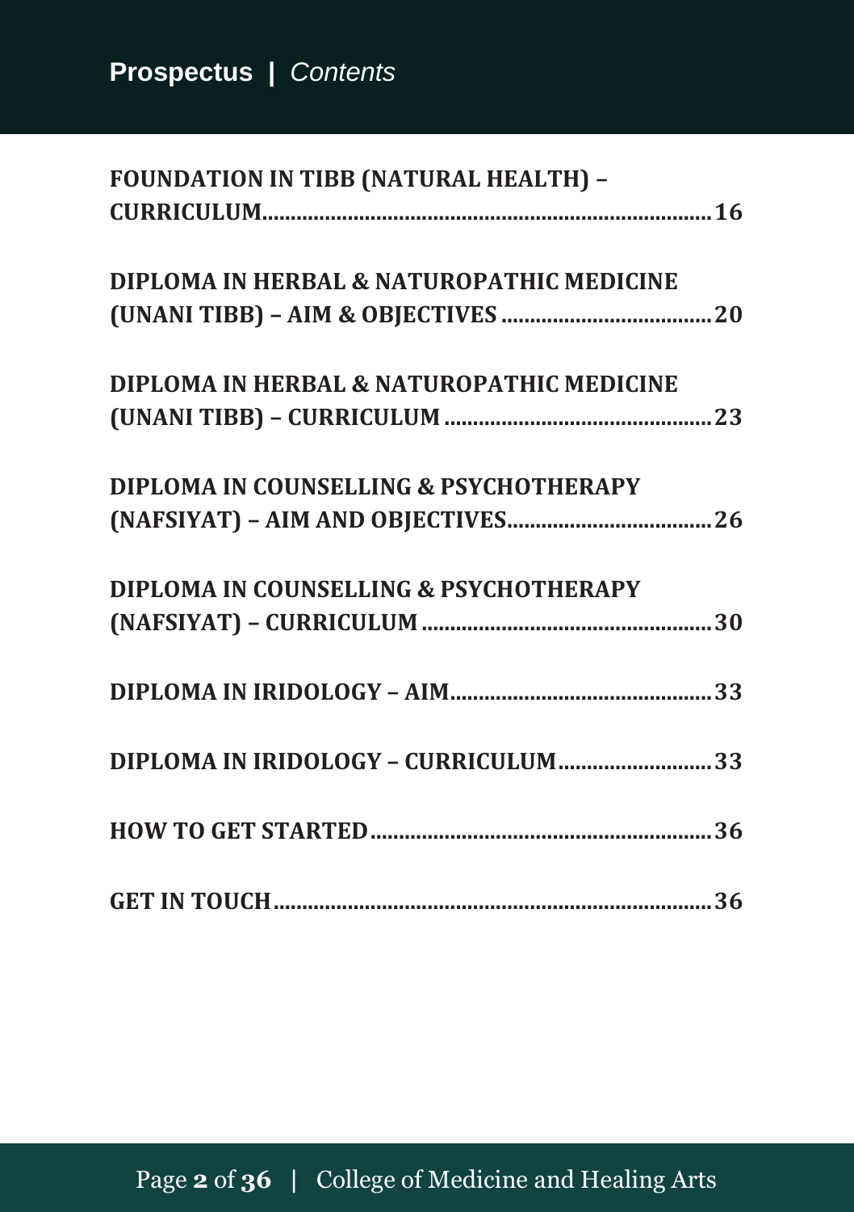FOUNDATION IN TIBB (NATURAL HEALTH) – CURRICULUM ....................................................................... 16

DIPLOMA IN HERBAL & NATUROPATHIC MEDICINE (UNANI TIBB) – AIM & OBJECTIVES ....................................... 20

DIPLOMA IN HERBAL & NATUROPATHIC MEDICINE (UNANI TIBB) – CURRICULUM ............................................... 23

DIPLOMA IN COUNSELLING & PSYCHOTHERAPY (NAFSIYAT) – AIM AND OBJECTIVES ..................................... 26

DIPLOMA IN COUNSELLING & PSYCHOTHERAPY (NAFSIYAT) – CURRICULUM ................................................... 30

DIPLOMA IN IRIDOLOGY – AIM ............................................. 33

DIPLOMA IN IRIDOLOGY – CURRICULUM .......................... 33

HOW TO GET STARTED .......................................................... 36

GET IN TOUCH ........................................................................... 36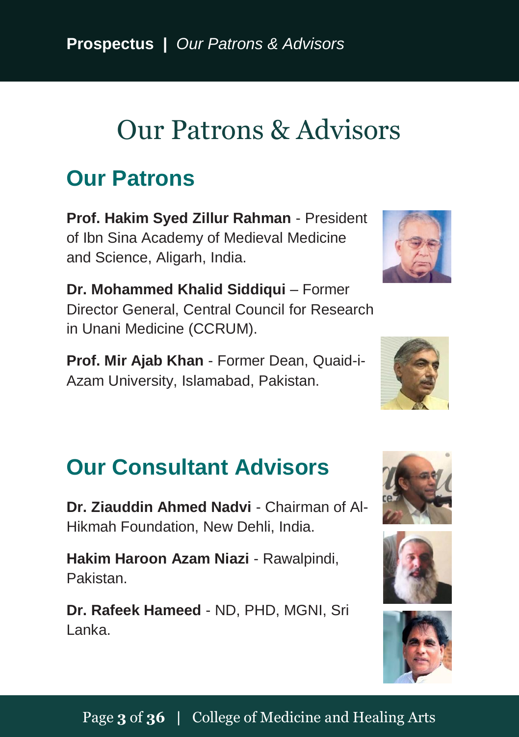# Our Patrons & Advisors

## Our Patrons

**Prof. Hakim Syed Zillur Rahman** - President of Ibn Sina Academy of Medieval Medicine and Science, Aligarh, India.

**Dr. Mohammed Khalid Siddiqui** – Former Director General, Central Council for Research in Unani Medicine (CCRUM).

**Prof. Mir Ajab Khan** - Former Dean, Quaid-i-Azam University, Islamabad, Pakistan.

## Our Consultant Advisors

**Dr. Ziauddin Ahmed Nadvi** - Chairman of Al-Hikmah Foundation, New Dehli, India.

**Hakim Haroon Azam Niazi** - Rawalpindi, Pakistan.

**Dr. Rafeek Hameed** - ND, PHD, MGNI, Sri Lanka.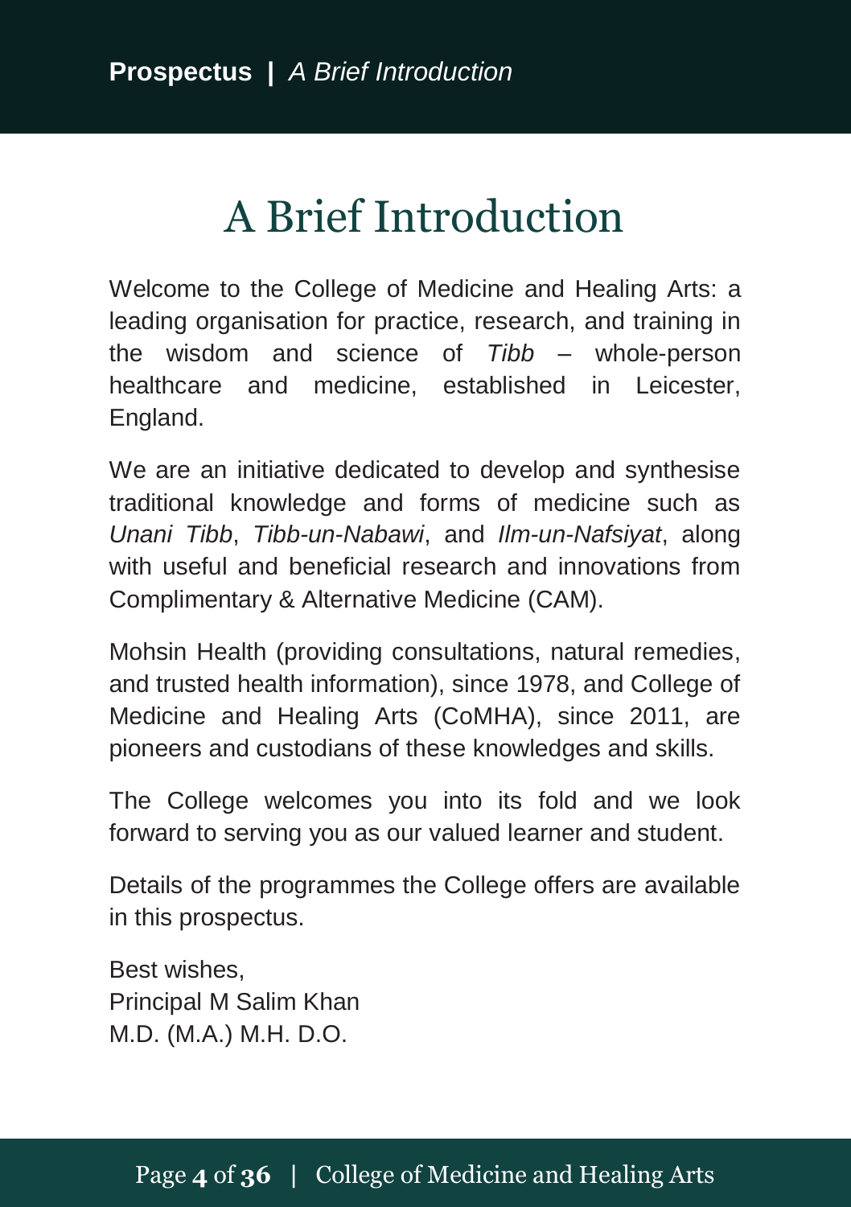# A Brief Introduction

Welcome to the College of Medicine and Healing Arts: a leading organisation for practice, research, and training in the wisdom and science of *Tibb* – whole-person healthcare and medicine, established in Leicester, England.

We are an initiative dedicated to develop and synthesise traditional knowledge and forms of medicine such as *Unani Tibb*, *Tibb-un-Nabawi*, and *Ilm-un-Nafsiyat*, along with useful and beneficial research and innovations from Complimentary & Alternative Medicine (CAM).

Mohsin Health (providing consultations, natural remedies, and trusted health information), since 1978, and College of Medicine and Healing Arts (CoMHA), since 2011, are pioneers and custodians of these knowledges and skills.

The College welcomes you into its fold and we look forward to serving you as our valued learner and student.

Details of the programmes the College offers are available in this prospectus.

Best wishes,
Principal M Salim Khan
M.D. (M.A.) M.H. D.O.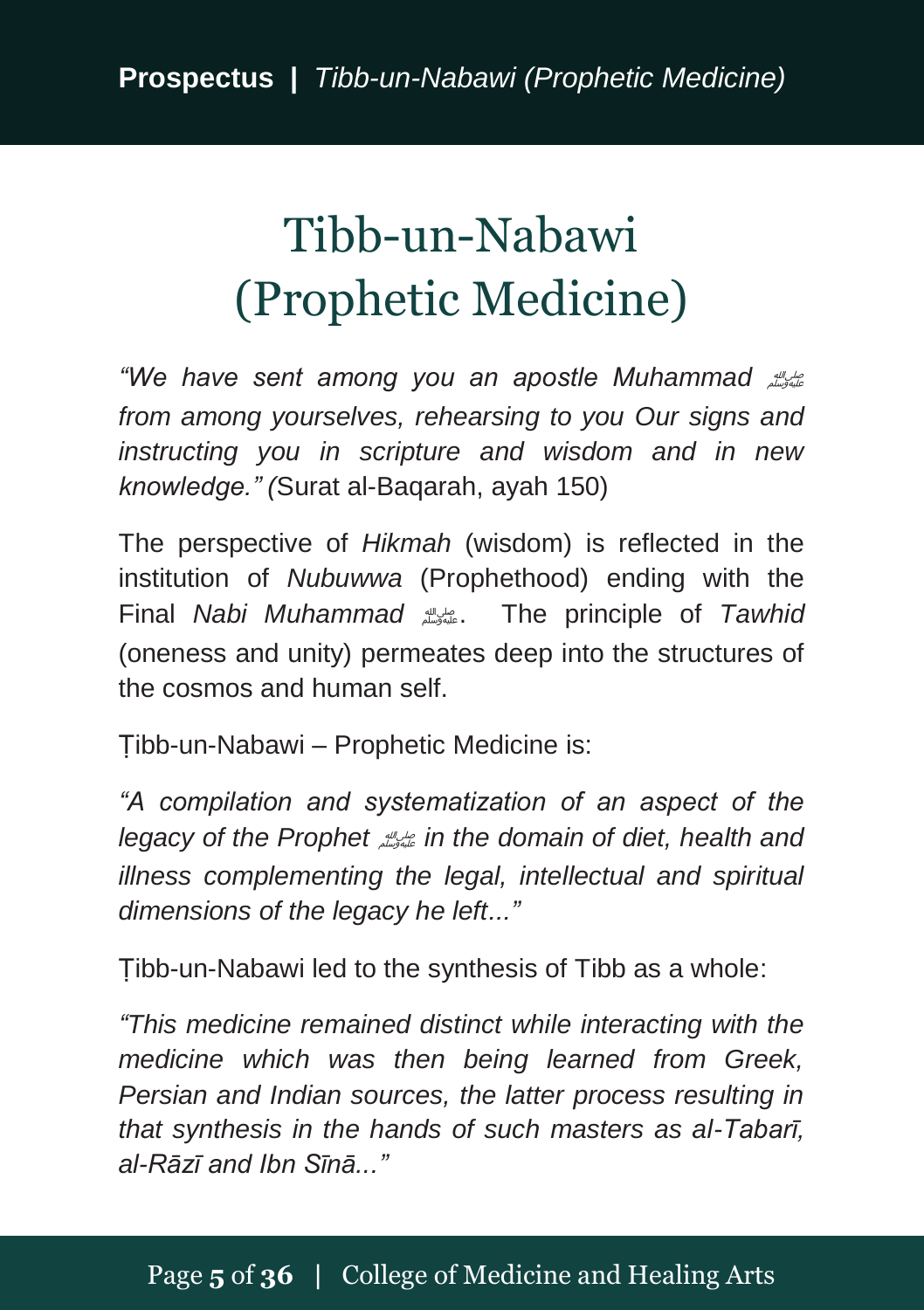# Tibb-un-Nabawi (Prophetic Medicine)

*"We have sent among you an apostle Muhammad ﷺ from among yourselves, rehearsing to you Our signs and instructing you in scripture and wisdom and in new knowledge." (*Surat al-Baqarah, ayah 150)

The perspective of *Hikmah* (wisdom) is reflected in the institution of *Nubuwwa* (Prophethood) ending with the Final *Nabi Muhammad* ﷺ. The principle of *Tawhid* (oneness and unity) permeates deep into the structures of the cosmos and human self.

Ṭibb-un-Nabawi – Prophetic Medicine is:

*"A compilation and systematization of an aspect of the legacy of the Prophet ﷺ in the domain of diet, health and illness complementing the legal, intellectual and spiritual dimensions of the legacy he left..."*

Ṭibb-un-Nabawi led to the synthesis of Tibb as a whole:

*"This medicine remained distinct while interacting with the medicine which was then being learned from Greek, Persian and Indian sources, the latter process resulting in that synthesis in the hands of such masters as al-Tabarī, al-Rāzī and Ibn Sīnā..."*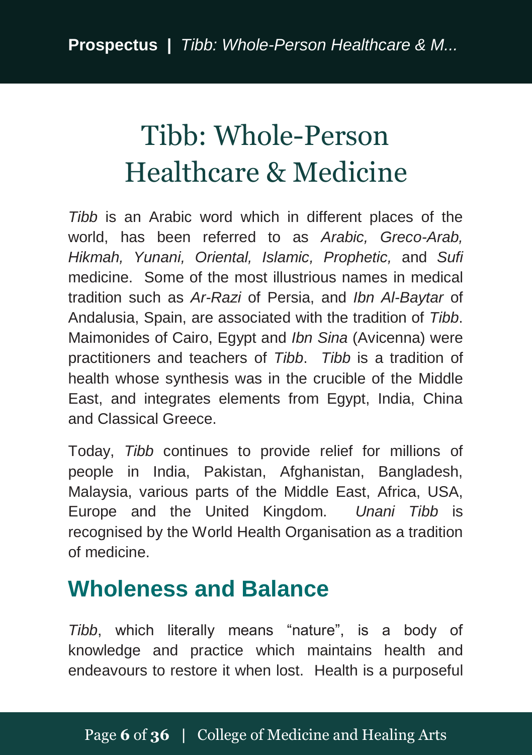# Tibb: Whole-Person Healthcare & Medicine

*Tibb* is an Arabic word which in different places of the world, has been referred to as *Arabic, Greco-Arab, Hikmah, Yunani, Oriental, Islamic, Prophetic,* and *Sufi* medicine. Some of the most illustrious names in medical tradition such as *Ar-Razi* of Persia, and *Ibn Al-Baytar* of Andalusia, Spain, are associated with the tradition of *Tibb*. Maimonides of Cairo, Egypt and *Ibn Sina* (Avicenna) were practitioners and teachers of *Tibb*. *Tibb* is a tradition of health whose synthesis was in the crucible of the Middle East, and integrates elements from Egypt, India, China and Classical Greece.

Today, *Tibb* continues to provide relief for millions of people in India, Pakistan, Afghanistan, Bangladesh, Malaysia, various parts of the Middle East, Africa, USA, Europe and the United Kingdom. *Unani Tibb* is recognised by the World Health Organisation as a tradition of medicine.

## Wholeness and Balance

*Tibb*, which literally means "nature", is a body of knowledge and practice which maintains health and endeavours to restore it when lost. Health is a purposeful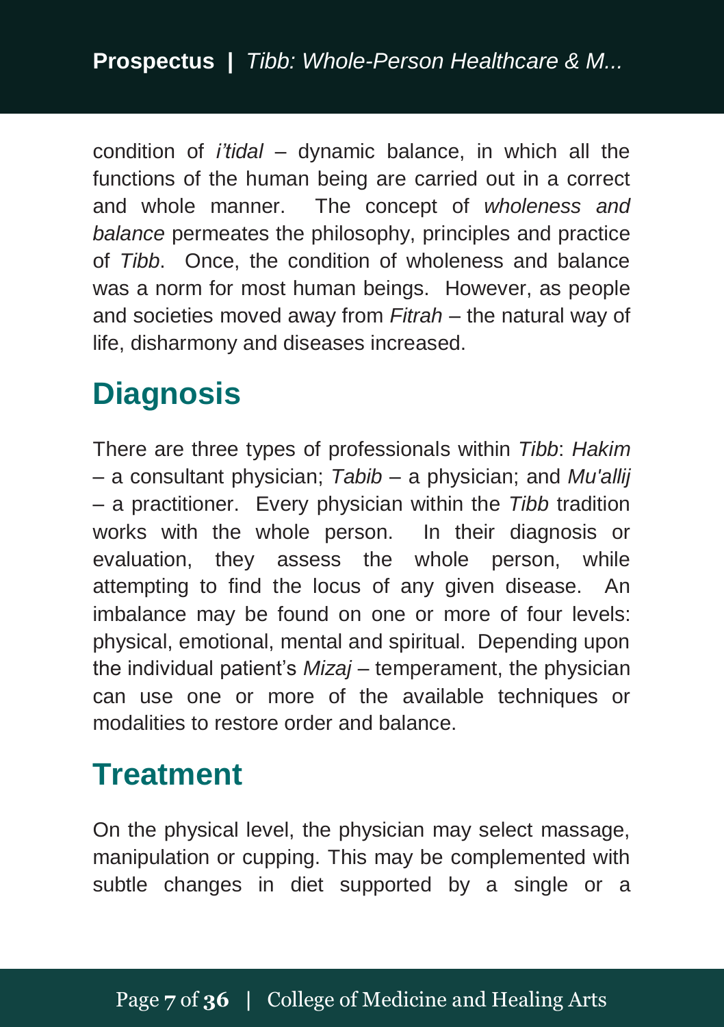condition of *i'tidal* – dynamic balance, in which all the functions of the human being are carried out in a correct and whole manner. The concept of *wholeness and balance* permeates the philosophy, principles and practice of *Tibb*. Once, the condition of wholeness and balance was a norm for most human beings. However, as people and societies moved away from *Fitrah* – the natural way of life, disharmony and diseases increased.

## Diagnosis

There are three types of professionals within *Tibb*: *Hakim* – a consultant physician; *Tabib* – a physician; and *Mu'allij* – a practitioner. Every physician within the *Tibb* tradition works with the whole person. In their diagnosis or evaluation, they assess the whole person, while attempting to find the locus of any given disease. An imbalance may be found on one or more of four levels: physical, emotional, mental and spiritual. Depending upon the individual patient's *Mizaj* – temperament, the physician can use one or more of the available techniques or modalities to restore order and balance.

## Treatment

On the physical level, the physician may select massage, manipulation or cupping. This may be complemented with subtle changes in diet supported by a single or a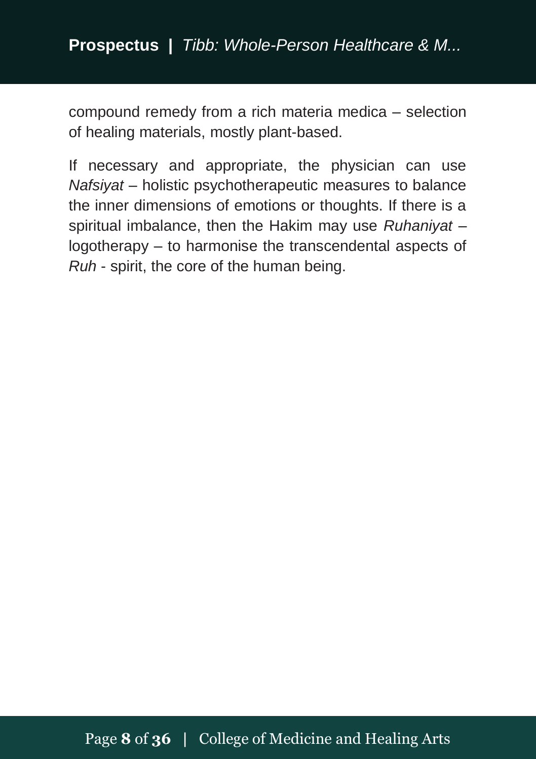compound remedy from a rich materia medica – selection of healing materials, mostly plant-based.

If necessary and appropriate, the physician can use *Nafsiyat* – holistic psychotherapeutic measures to balance the inner dimensions of emotions or thoughts. If there is a spiritual imbalance, then the Hakim may use *Ruhaniyat* – logotherapy – to harmonise the transcendental aspects of *Ruh* - spirit, the core of the human being.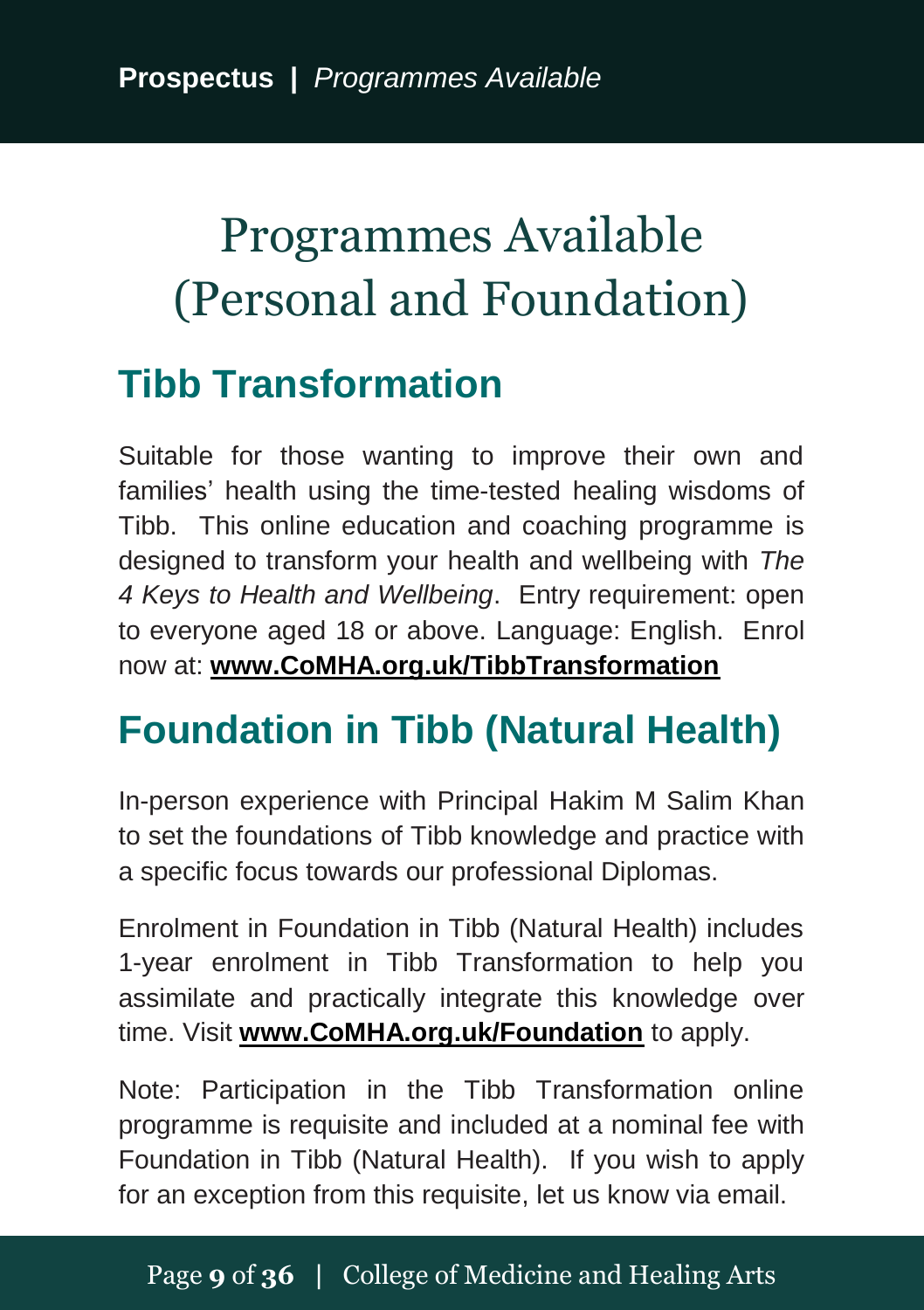# Programmes Available (Personal and Foundation)

## Tibb Transformation

Suitable for those wanting to improve their own and families' health using the time-tested healing wisdoms of Tibb. This online education and coaching programme is designed to transform your health and wellbeing with *The 4 Keys to Health and Wellbeing*. Entry requirement: open to everyone aged 18 or above. Language: English. Enrol now at: **www.CoMHA.org.uk/TibbTransformation**

## Foundation in Tibb (Natural Health)

In-person experience with Principal Hakim M Salim Khan to set the foundations of Tibb knowledge and practice with a specific focus towards our professional Diplomas.

Enrolment in Foundation in Tibb (Natural Health) includes 1-year enrolment in Tibb Transformation to help you assimilate and practically integrate this knowledge over time. Visit **www.CoMHA.org.uk/Foundation** to apply.

Note: Participation in the Tibb Transformation online programme is requisite and included at a nominal fee with Foundation in Tibb (Natural Health). If you wish to apply for an exception from this requisite, let us know via email.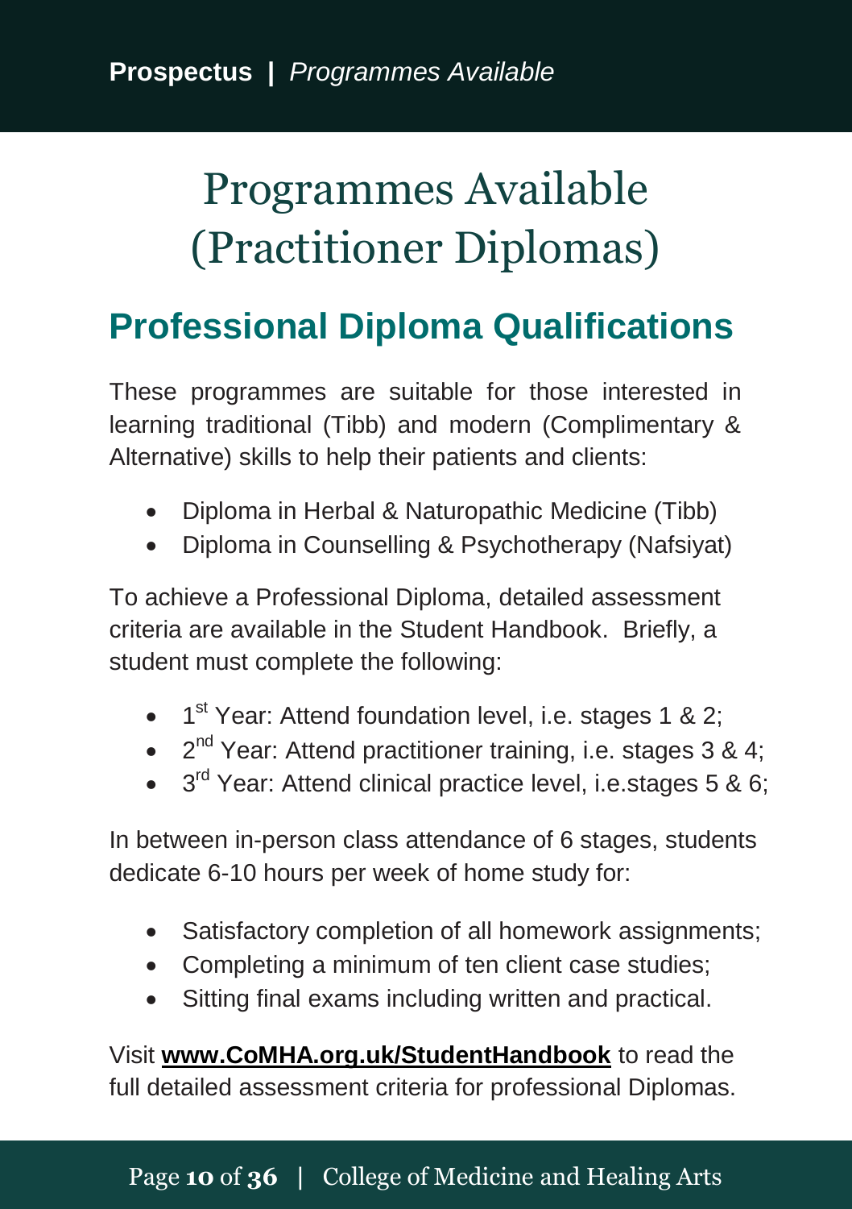# Programmes Available (Practitioner Diplomas)

## Professional Diploma Qualifications

These programmes are suitable for those interested in learning traditional (Tibb) and modern (Complimentary & Alternative) skills to help their patients and clients:

- Diploma in Herbal & Naturopathic Medicine (Tibb)
- Diploma in Counselling & Psychotherapy (Nafsiyat)

To achieve a Professional Diploma, detailed assessment criteria are available in the Student Handbook. Briefly, a student must complete the following:

- 1st Year: Attend foundation level, i.e. stages 1 & 2;
- 2nd Year: Attend practitioner training, i.e. stages 3 & 4;
- 3rd Year: Attend clinical practice level, i.e.stages 5 & 6;

In between in-person class attendance of 6 stages, students dedicate 6-10 hours per week of home study for:

- Satisfactory completion of all homework assignments;
- Completing a minimum of ten client case studies;
- Sitting final exams including written and practical.

Visit **www.CoMHA.org.uk/StudentHandbook** to read the full detailed assessment criteria for professional Diplomas.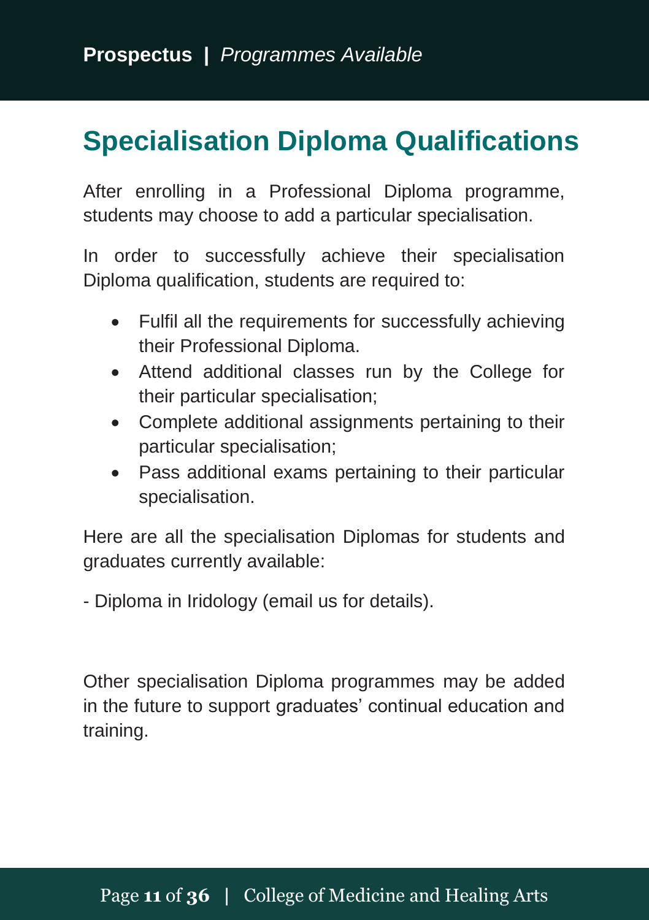# Specialisation Diploma Qualifications

After enrolling in a Professional Diploma programme, students may choose to add a particular specialisation.

In order to successfully achieve their specialisation Diploma qualification, students are required to:

- Fulfil all the requirements for successfully achieving their Professional Diploma.
- Attend additional classes run by the College for their particular specialisation;
- Complete additional assignments pertaining to their particular specialisation;
- Pass additional exams pertaining to their particular specialisation.

Here are all the specialisation Diplomas for students and graduates currently available:

- Diploma in Iridology (email us for details).

Other specialisation Diploma programmes may be added in the future to support graduates' continual education and training.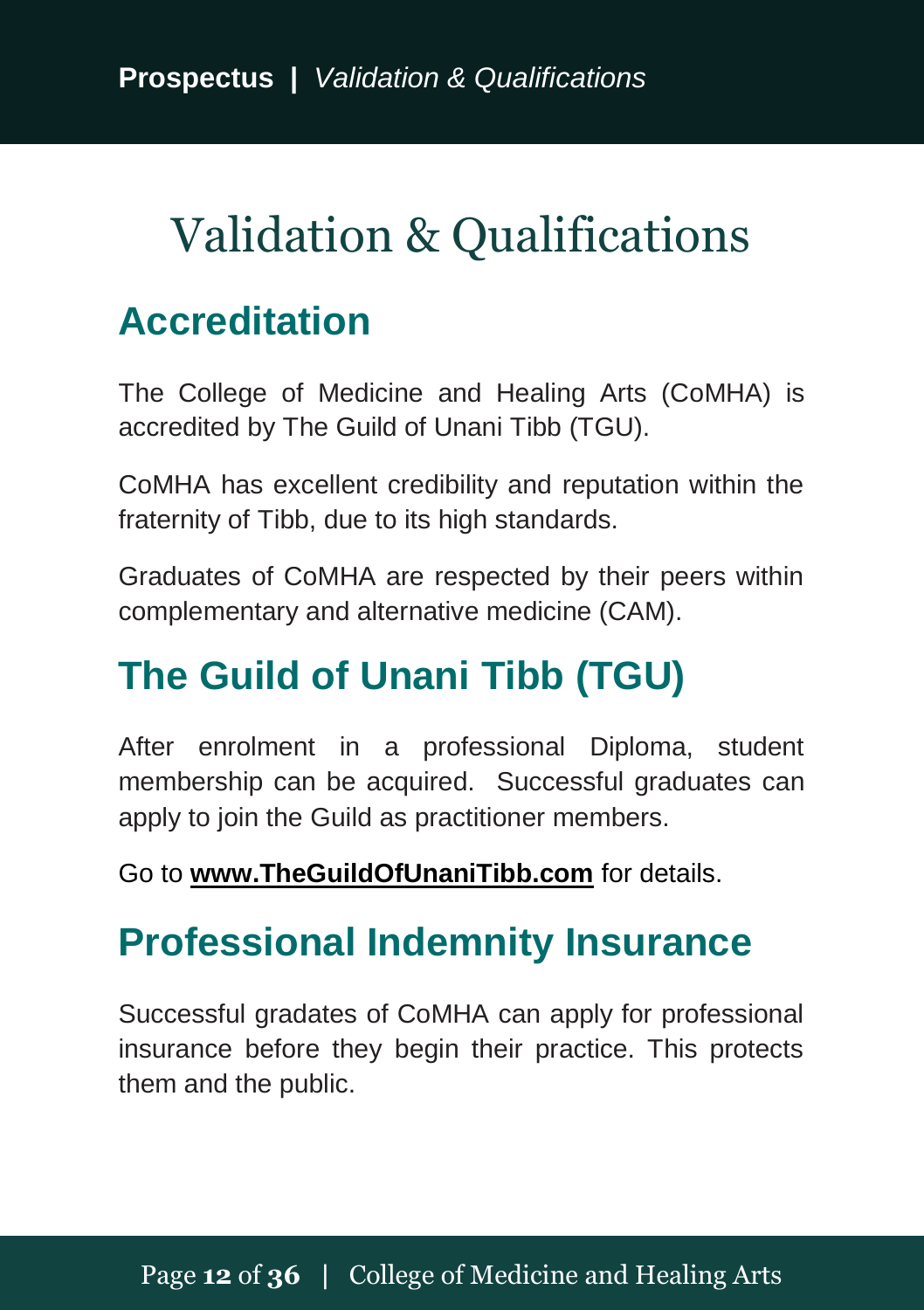# Validation & Qualifications

## Accreditation

The College of Medicine and Healing Arts (CoMHA) is accredited by The Guild of Unani Tibb (TGU).

CoMHA has excellent credibility and reputation within the fraternity of Tibb, due to its high standards.

Graduates of CoMHA are respected by their peers within complementary and alternative medicine (CAM).

## The Guild of Unani Tibb (TGU)

After enrolment in a professional Diploma, student membership can be acquired. Successful graduates can apply to join the Guild as practitioner members.

Go to **www.TheGuildOfUnaniTibb.com** for details.

## Professional Indemnity Insurance

Successful gradates of CoMHA can apply for professional insurance before they begin their practice. This protects them and the public.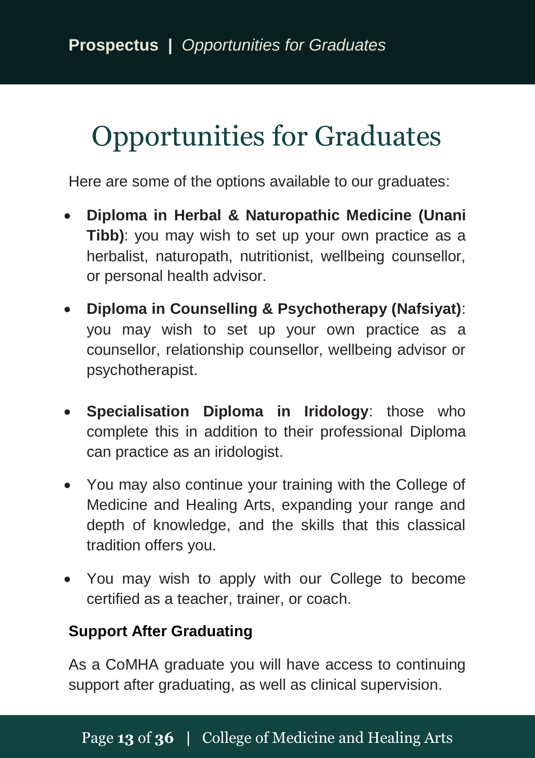# Opportunities for Graduates

Here are some of the options available to our graduates:

- **Diploma in Herbal & Naturopathic Medicine (Unani Tibb)**: you may wish to set up your own practice as a herbalist, naturopath, nutritionist, wellbeing counsellor, or personal health advisor.
- **Diploma in Counselling & Psychotherapy (Nafsiyat)**: you may wish to set up your own practice as a counsellor, relationship counsellor, wellbeing advisor or psychotherapist.
- **Specialisation Diploma in Iridology**: those who complete this in addition to their professional Diploma can practice as an iridologist.
- You may also continue your training with the College of Medicine and Healing Arts, expanding your range and depth of knowledge, and the skills that this classical tradition offers you.
- You may wish to apply with our College to become certified as a teacher, trainer, or coach.

**Support After Graduating**

As a CoMHA graduate you will have access to continuing support after graduating, as well as clinical supervision.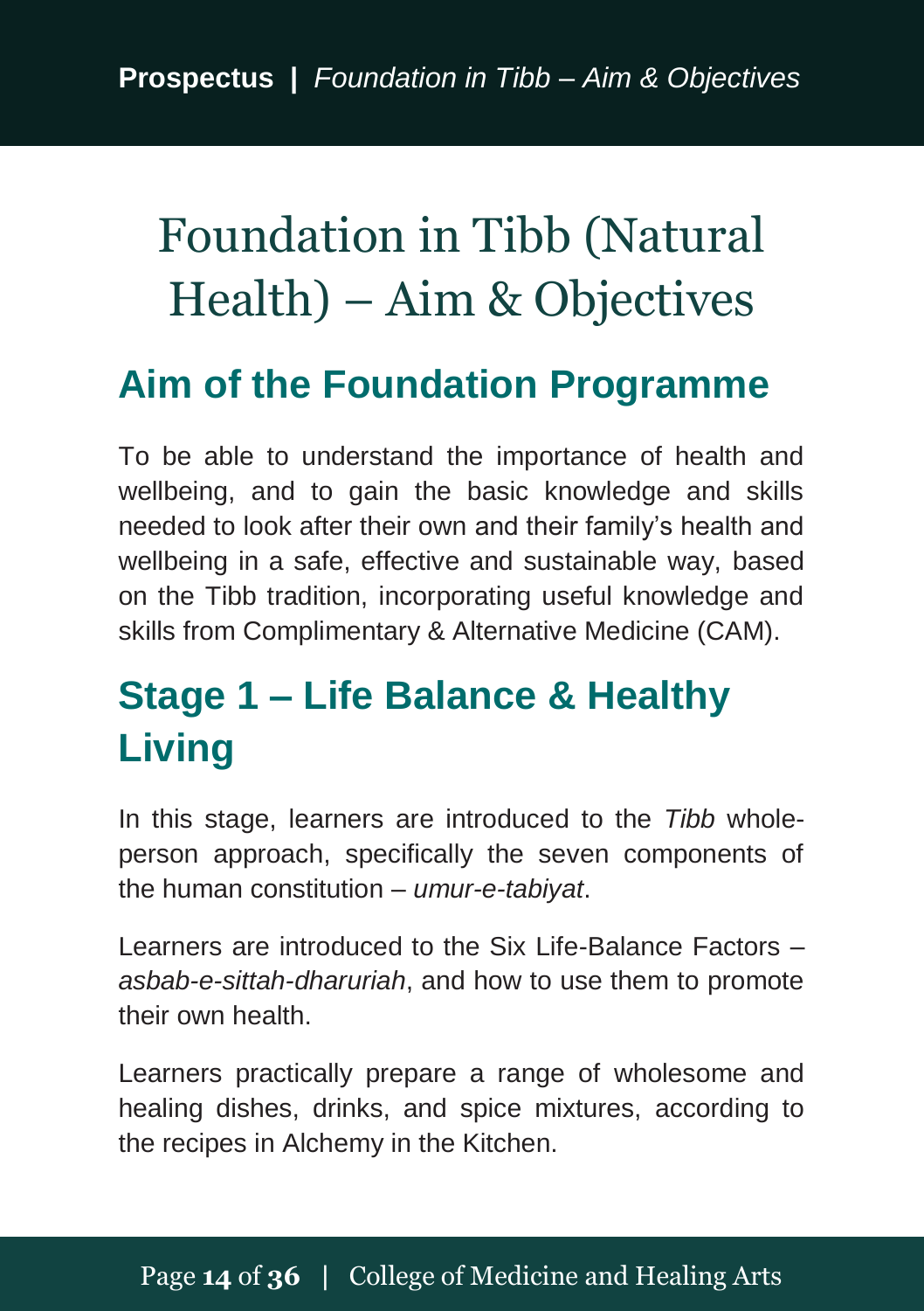# Foundation in Tibb (Natural Health) – Aim & Objectives

## Aim of the Foundation Programme

To be able to understand the importance of health and wellbeing, and to gain the basic knowledge and skills needed to look after their own and their family's health and wellbeing in a safe, effective and sustainable way, based on the Tibb tradition, incorporating useful knowledge and skills from Complimentary & Alternative Medicine (CAM).

## Stage 1 – Life Balance & Healthy Living

In this stage, learners are introduced to the *Tibb* whole-person approach, specifically the seven components of the human constitution – *umur-e-tabiyat*.

Learners are introduced to the Six Life-Balance Factors – *asbab-e-sittah-dharuriah*, and how to use them to promote their own health.

Learners practically prepare a range of wholesome and healing dishes, drinks, and spice mixtures, according to the recipes in Alchemy in the Kitchen.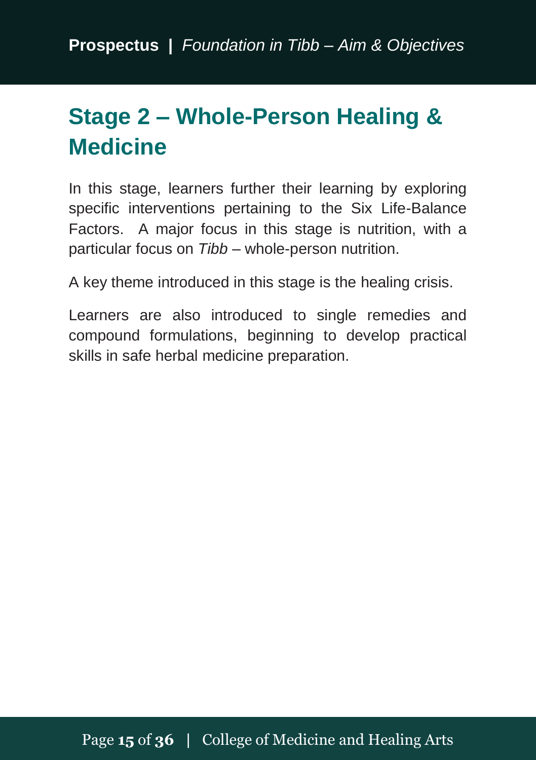## Stage 2 – Whole-Person Healing & Medicine

In this stage, learners further their learning by exploring specific interventions pertaining to the Six Life-Balance Factors. A major focus in this stage is nutrition, with a particular focus on *Tibb* – whole-person nutrition.

A key theme introduced in this stage is the healing crisis.

Learners are also introduced to single remedies and compound formulations, beginning to develop practical skills in safe herbal medicine preparation.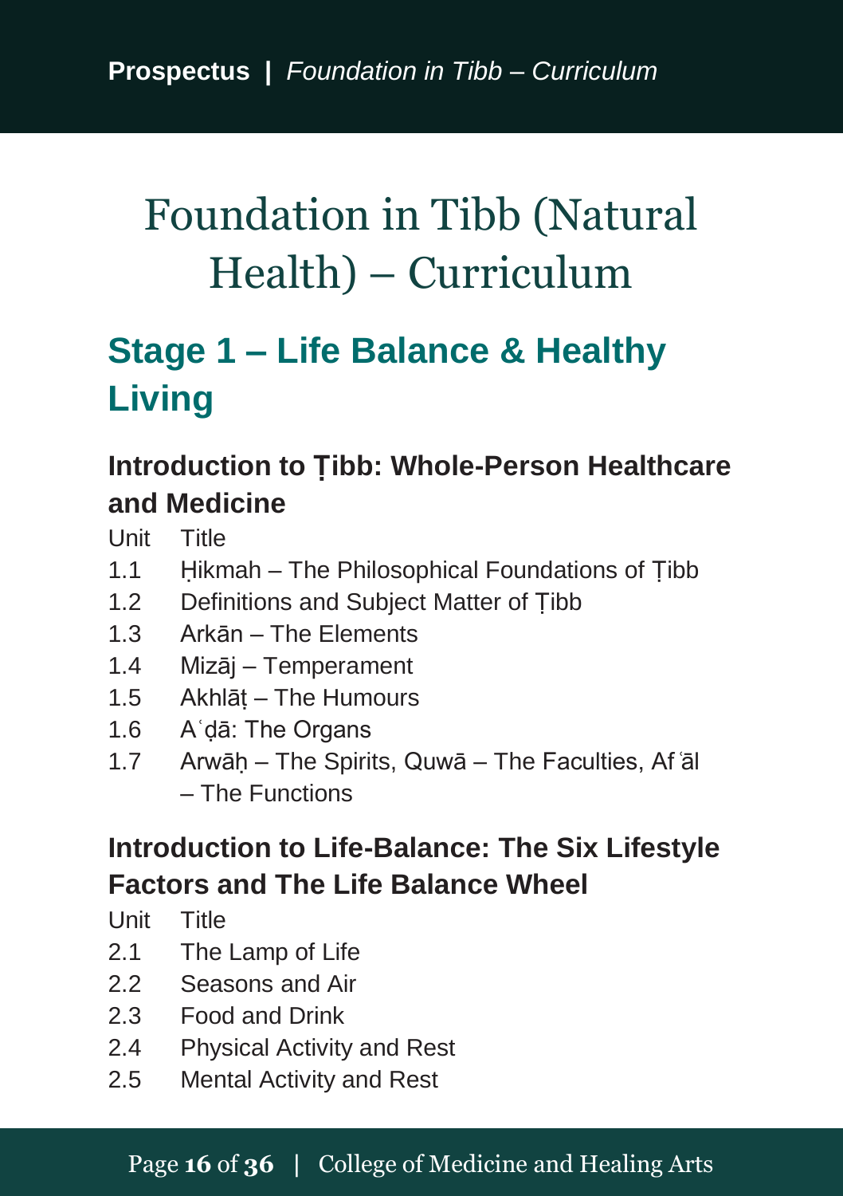# Foundation in Tibb (Natural Health) – Curriculum

## Stage 1 – Life Balance & Healthy Living

### Introduction to Ṭibb: Whole-Person Healthcare and Medicine

| Unit | Title |
| --- | --- |
| 1.1 | Ḥikmah – The Philosophical Foundations of Ṭibb |
| 1.2 | Definitions and Subject Matter of Ṭibb |
| 1.3 | Arkān – The Elements |
| 1.4 | Mizāj – Temperament |
| 1.5 | Akhlāṭ – The Humours |
| 1.6 | Aʿḍā: The Organs |
| 1.7 | Arwāḥ – The Spirits, Quwā – The Faculties, Afʿāl – The Functions |

### Introduction to Life-Balance: The Six Lifestyle Factors and The Life Balance Wheel

| Unit | Title |
| --- | --- |
| 2.1 | The Lamp of Life |
| 2.2 | Seasons and Air |
| 2.3 | Food and Drink |
| 2.4 | Physical Activity and Rest |
| 2.5 | Mental Activity and Rest |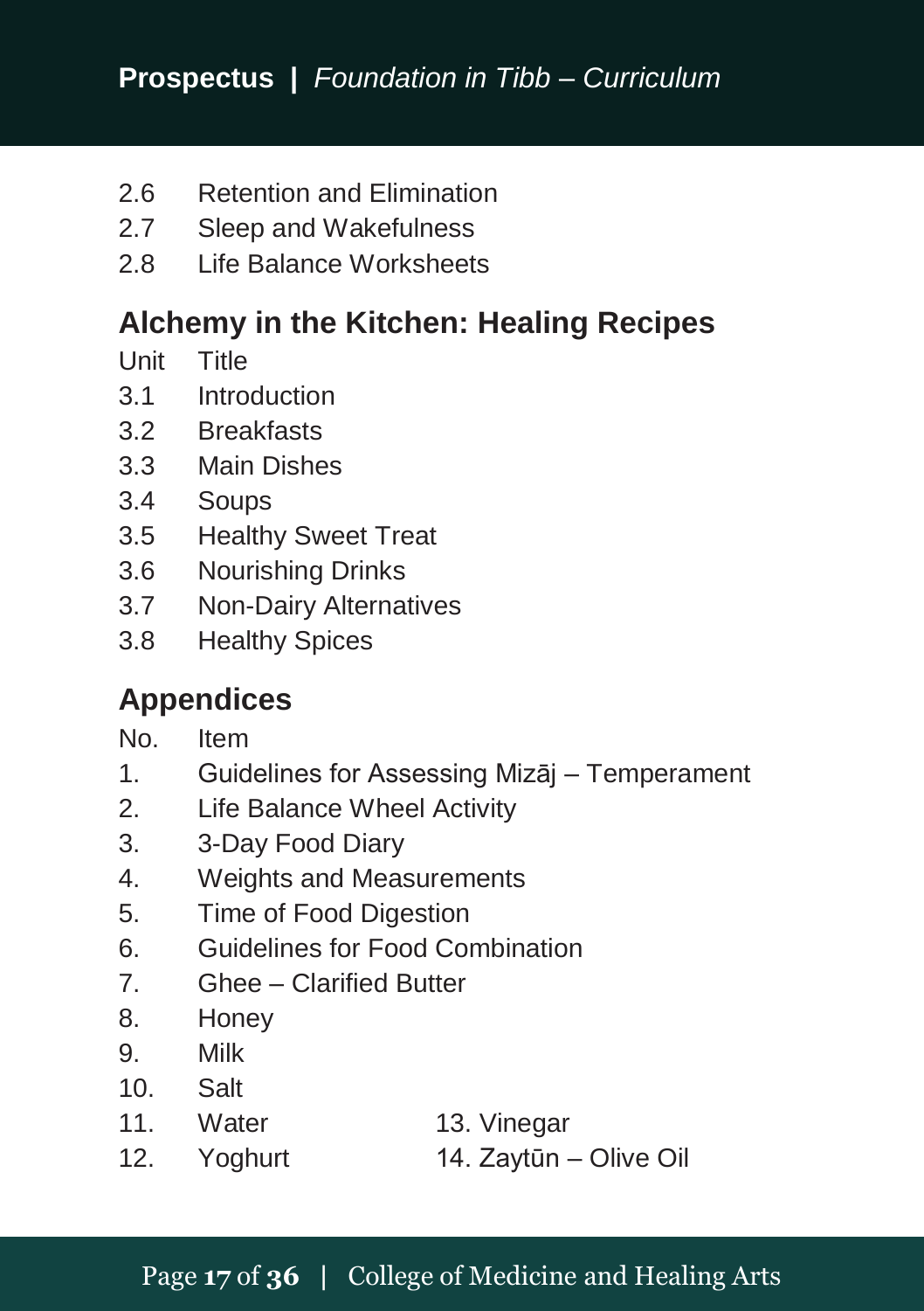| Unit | Title |
|---|---|
| 2.6 | Retention and Elimination |
| 2.7 | Sleep and Wakefulness |
| 2.8 | Life Balance Worksheets |

## Alchemy in the Kitchen: Healing Recipes

| Unit | Title |
|---|---|
| 3.1 | Introduction |
| 3.2 | Breakfasts |
| 3.3 | Main Dishes |
| 3.4 | Soups |
| 3.5 | Healthy Sweet Treat |
| 3.6 | Nourishing Drinks |
| 3.7 | Non-Dairy Alternatives |
| 3.8 | Healthy Spices |

## Appendices

| No. | Item |
|---|---|
| 1. | Guidelines for Assessing Mizāj – Temperament |
| 2. | Life Balance Wheel Activity |
| 3. | 3-Day Food Diary |
| 4. | Weights and Measurements |
| 5. | Time of Food Digestion |
| 6. | Guidelines for Food Combination |
| 7. | Ghee – Clarified Butter |
| 8. | Honey |
| 9. | Milk |
| 10. | Salt |
| 11. | Water |
| 12. | Yoghurt |
| 13. | Vinegar |
| 14. | Zaytūn – Olive Oil |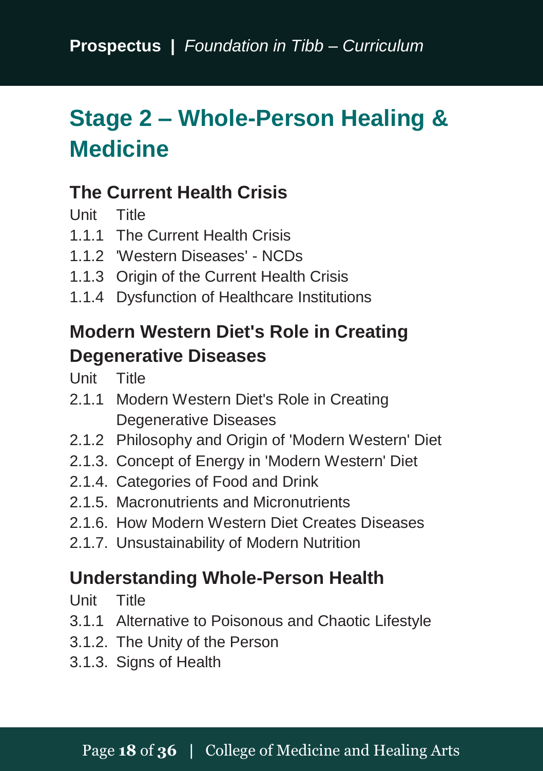# Stage 2 – Whole-Person Healing & Medicine

## The Current Health Crisis

| Unit | Title |
| --- | --- |
| 1.1.1 | The Current Health Crisis |
| 1.1.2 | 'Western Diseases' - NCDs |
| 1.1.3 | Origin of the Current Health Crisis |
| 1.1.4 | Dysfunction of Healthcare Institutions |

## Modern Western Diet's Role in Creating Degenerative Diseases

| Unit | Title |
| --- | --- |
| 2.1.1 | Modern Western Diet's Role in Creating Degenerative Diseases |
| 2.1.2 | Philosophy and Origin of 'Modern Western' Diet |
| 2.1.3. | Concept of Energy in 'Modern Western' Diet |
| 2.1.4. | Categories of Food and Drink |
| 2.1.5. | Macronutrients and Micronutrients |
| 2.1.6. | How Modern Western Diet Creates Diseases |
| 2.1.7. | Unsustainability of Modern Nutrition |

## Understanding Whole-Person Health

| Unit | Title |
| --- | --- |
| 3.1.1 | Alternative to Poisonous and Chaotic Lifestyle |
| 3.1.2. | The Unity of the Person |
| 3.1.3. | Signs of Health |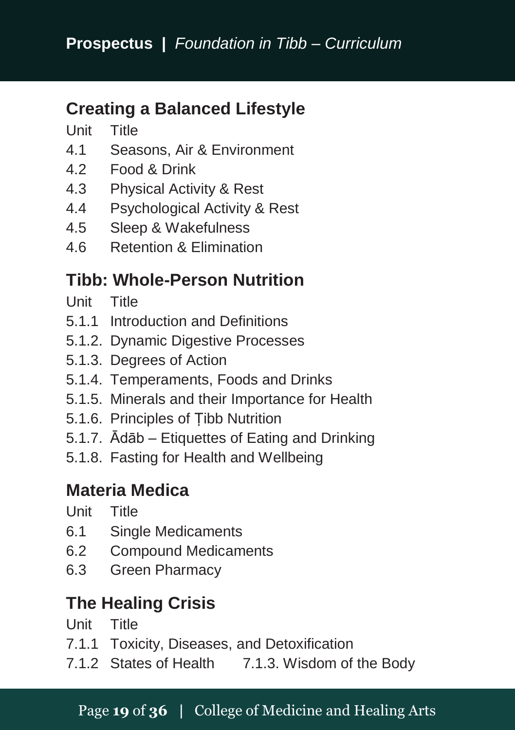## Creating a Balanced Lifestyle

| Unit | Title |
|---|---|
| 4.1 | Seasons, Air & Environment |
| 4.2 | Food & Drink |
| 4.3 | Physical Activity & Rest |
| 4.4 | Psychological Activity & Rest |
| 4.5 | Sleep & Wakefulness |
| 4.6 | Retention & Elimination |

## Tibb: Whole-Person Nutrition

| Unit | Title |
|---|---|
| 5.1.1 | Introduction and Definitions |
| 5.1.2. | Dynamic Digestive Processes |
| 5.1.3. | Degrees of Action |
| 5.1.4. | Temperaments, Foods and Drinks |
| 5.1.5. | Minerals and their Importance for Health |
| 5.1.6. | Principles of Ṭibb Nutrition |
| 5.1.7. | Ādāb – Etiquettes of Eating and Drinking |
| 5.1.8. | Fasting for Health and Wellbeing |

## Materia Medica

| Unit | Title |
|---|---|
| 6.1 | Single Medicaments |
| 6.2 | Compound Medicaments |
| 6.3 | Green Pharmacy |

## The Healing Crisis

| Unit | Title |
|---|---|
| 7.1.1 | Toxicity, Diseases, and Detoxification |
| 7.1.2 | States of Health |
| 7.1.3. | Wisdom of the Body |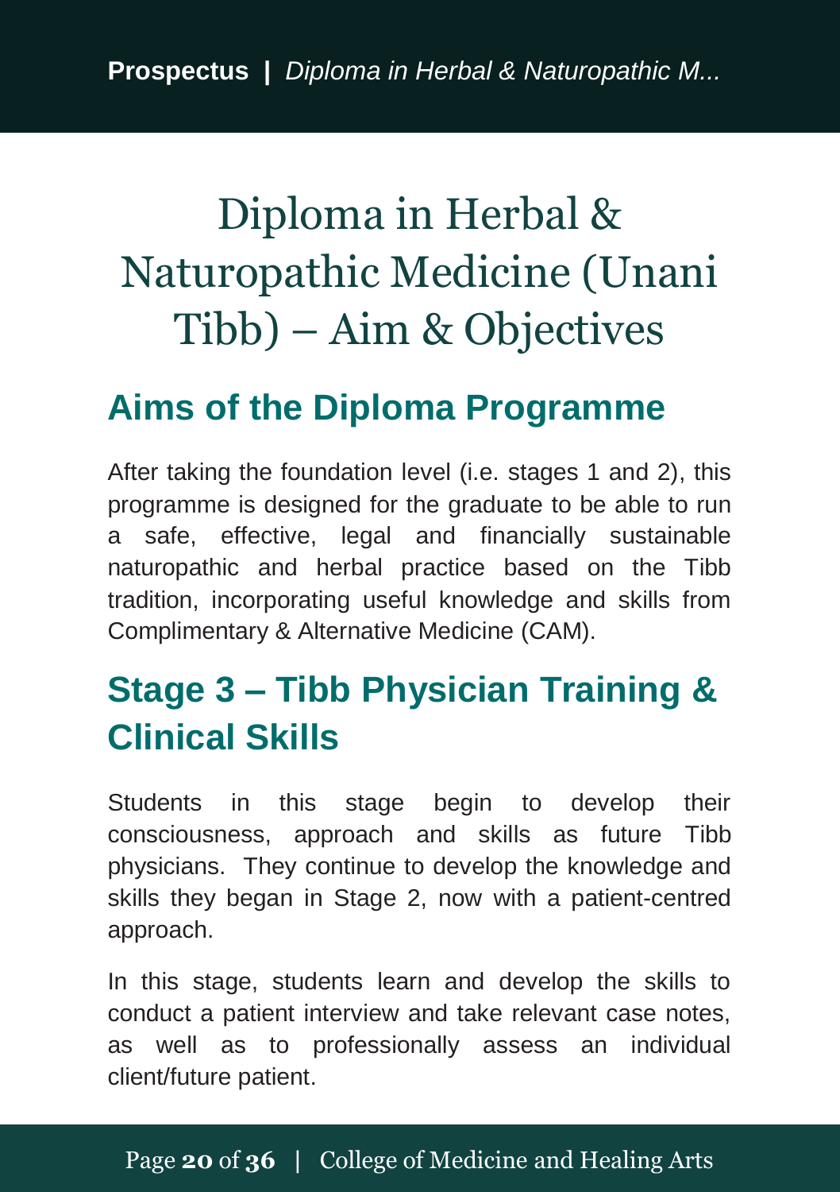# Diploma in Herbal & Naturopathic Medicine (Unani Tibb) – Aim & Objectives

## Aims of the Diploma Programme

After taking the foundation level (i.e. stages 1 and 2), this programme is designed for the graduate to be able to run a safe, effective, legal and financially sustainable naturopathic and herbal practice based on the Tibb tradition, incorporating useful knowledge and skills from Complimentary & Alternative Medicine (CAM).

## Stage 3 – Tibb Physician Training & Clinical Skills

Students in this stage begin to develop their consciousness, approach and skills as future Tibb physicians. They continue to develop the knowledge and skills they began in Stage 2, now with a patient-centred approach.

In this stage, students learn and develop the skills to conduct a patient interview and take relevant case notes, as well as to professionally assess an individual client/future patient.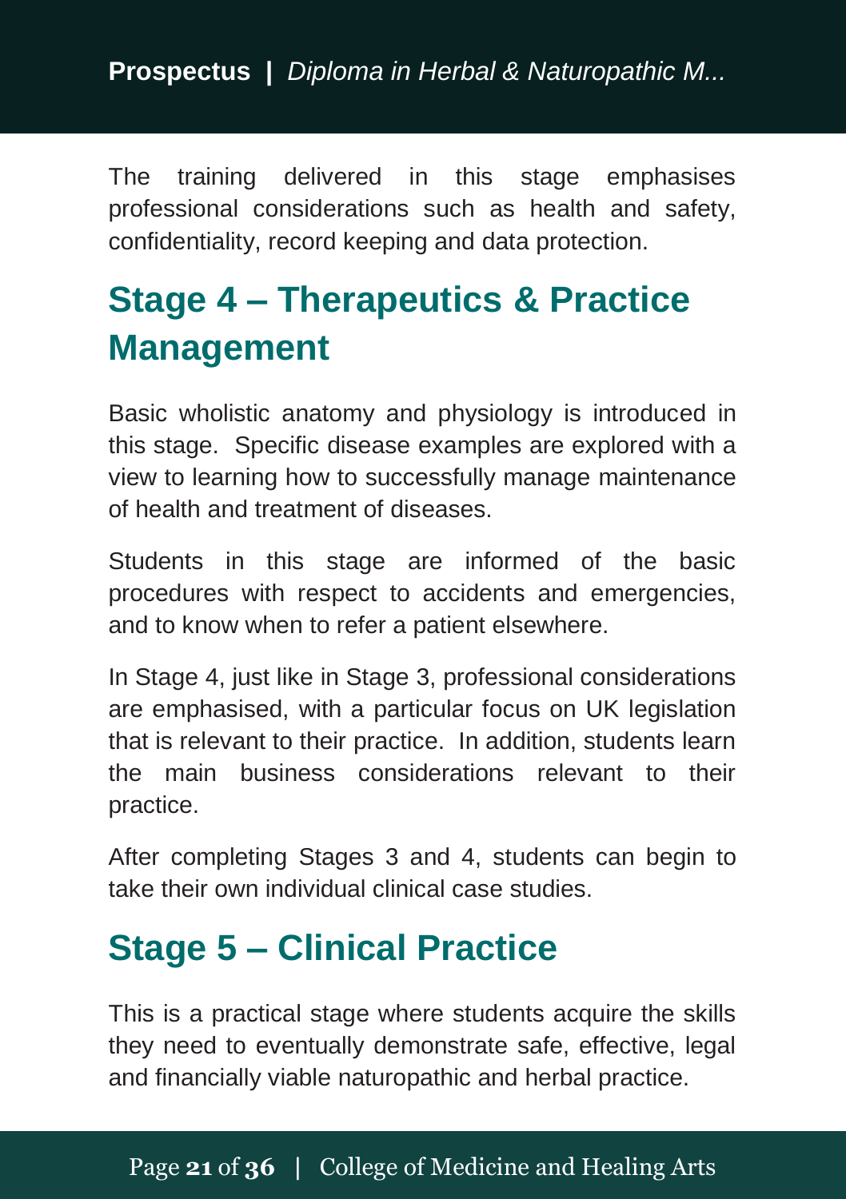The training delivered in this stage emphasises professional considerations such as health and safety, confidentiality, record keeping and data protection.

## Stage 4 – Therapeutics & Practice Management

Basic wholistic anatomy and physiology is introduced in this stage.  Specific disease examples are explored with a view to learning how to successfully manage maintenance of health and treatment of diseases.

Students in this stage are informed of the basic procedures with respect to accidents and emergencies, and to know when to refer a patient elsewhere.

In Stage 4, just like in Stage 3, professional considerations are emphasised, with a particular focus on UK legislation that is relevant to their practice.  In addition, students learn the main business considerations relevant to their practice.

After completing Stages 3 and 4, students can begin to take their own individual clinical case studies.

## Stage 5 – Clinical Practice

This is a practical stage where students acquire the skills they need to eventually demonstrate safe, effective, legal and financially viable naturopathic and herbal practice.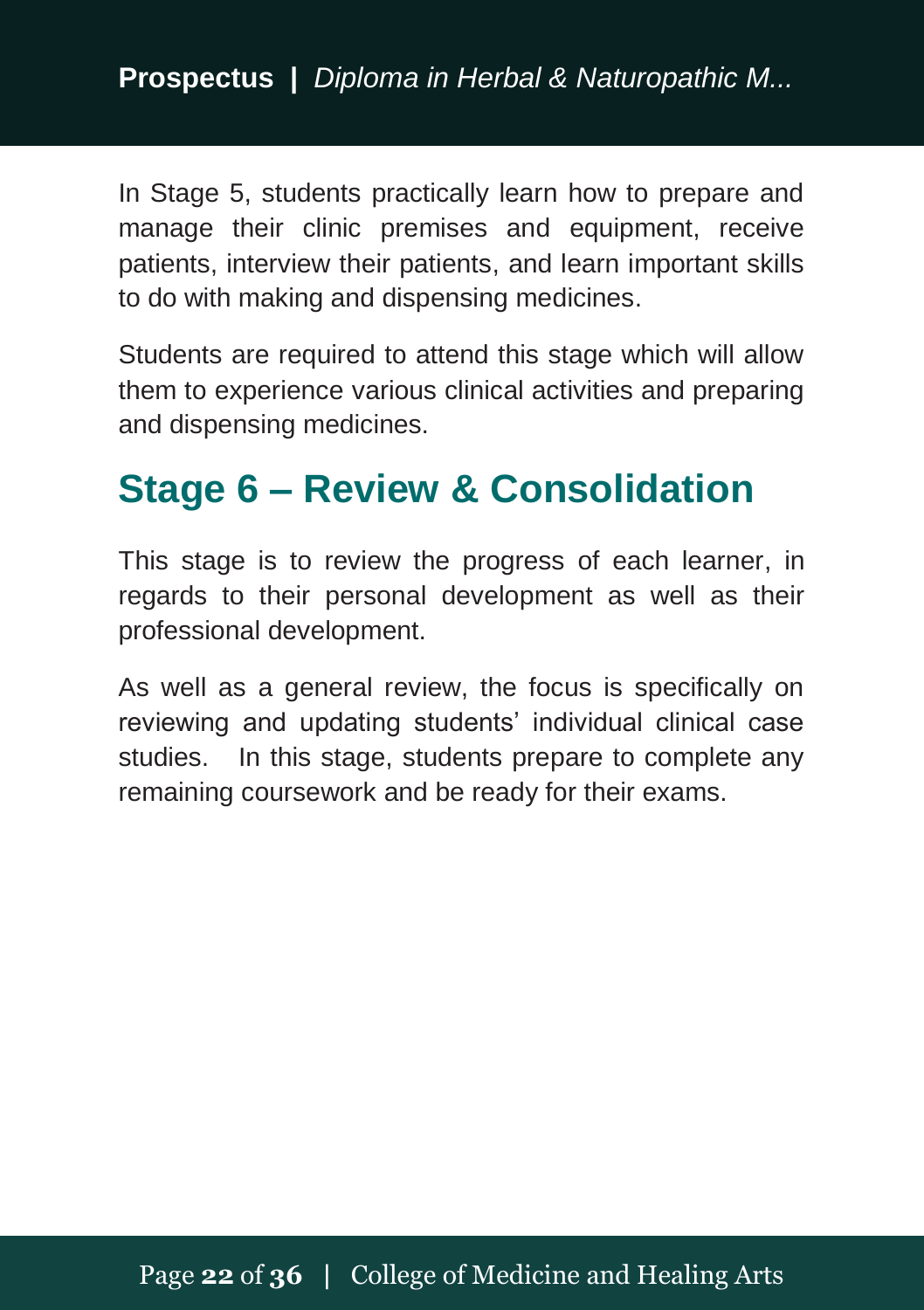In Stage 5, students practically learn how to prepare and manage their clinic premises and equipment, receive patients, interview their patients, and learn important skills to do with making and dispensing medicines.

Students are required to attend this stage which will allow them to experience various clinical activities and preparing and dispensing medicines.

## Stage 6 – Review & Consolidation

This stage is to review the progress of each learner, in regards to their personal development as well as their professional development.

As well as a general review, the focus is specifically on reviewing and updating students' individual clinical case studies. In this stage, students prepare to complete any remaining coursework and be ready for their exams.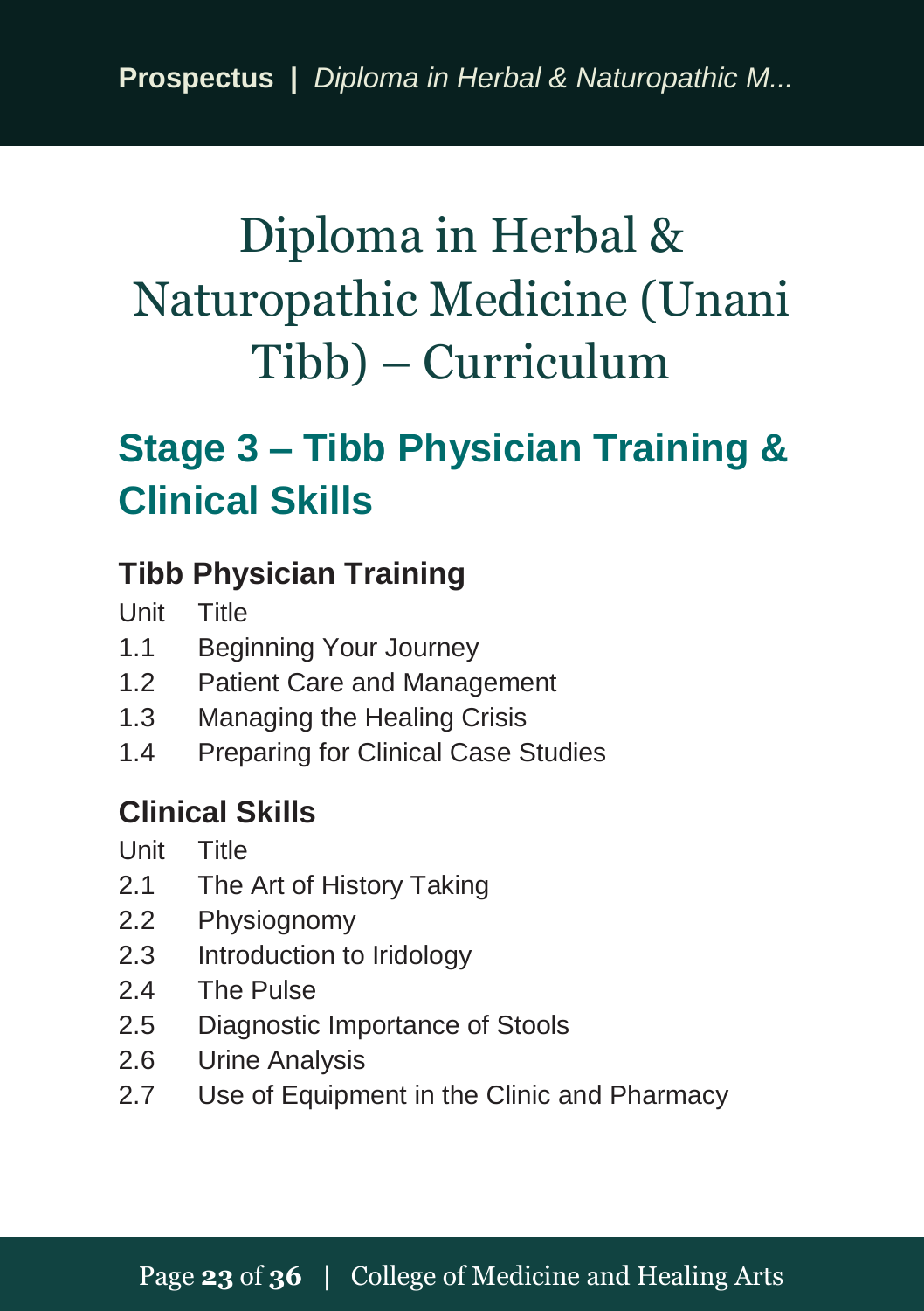# Diploma in Herbal & Naturopathic Medicine (Unani Tibb) – Curriculum

## Stage 3 – Tibb Physician Training & Clinical Skills

### Tibb Physician Training

| Unit | Title |
|---|---|
| 1.1 | Beginning Your Journey |
| 1.2 | Patient Care and Management |
| 1.3 | Managing the Healing Crisis |
| 1.4 | Preparing for Clinical Case Studies |

### Clinical Skills

| Unit | Title |
|---|---|
| 2.1 | The Art of History Taking |
| 2.2 | Physiognomy |
| 2.3 | Introduction to Iridology |
| 2.4 | The Pulse |
| 2.5 | Diagnostic Importance of Stools |
| 2.6 | Urine Analysis |
| 2.7 | Use of Equipment in the Clinic and Pharmacy |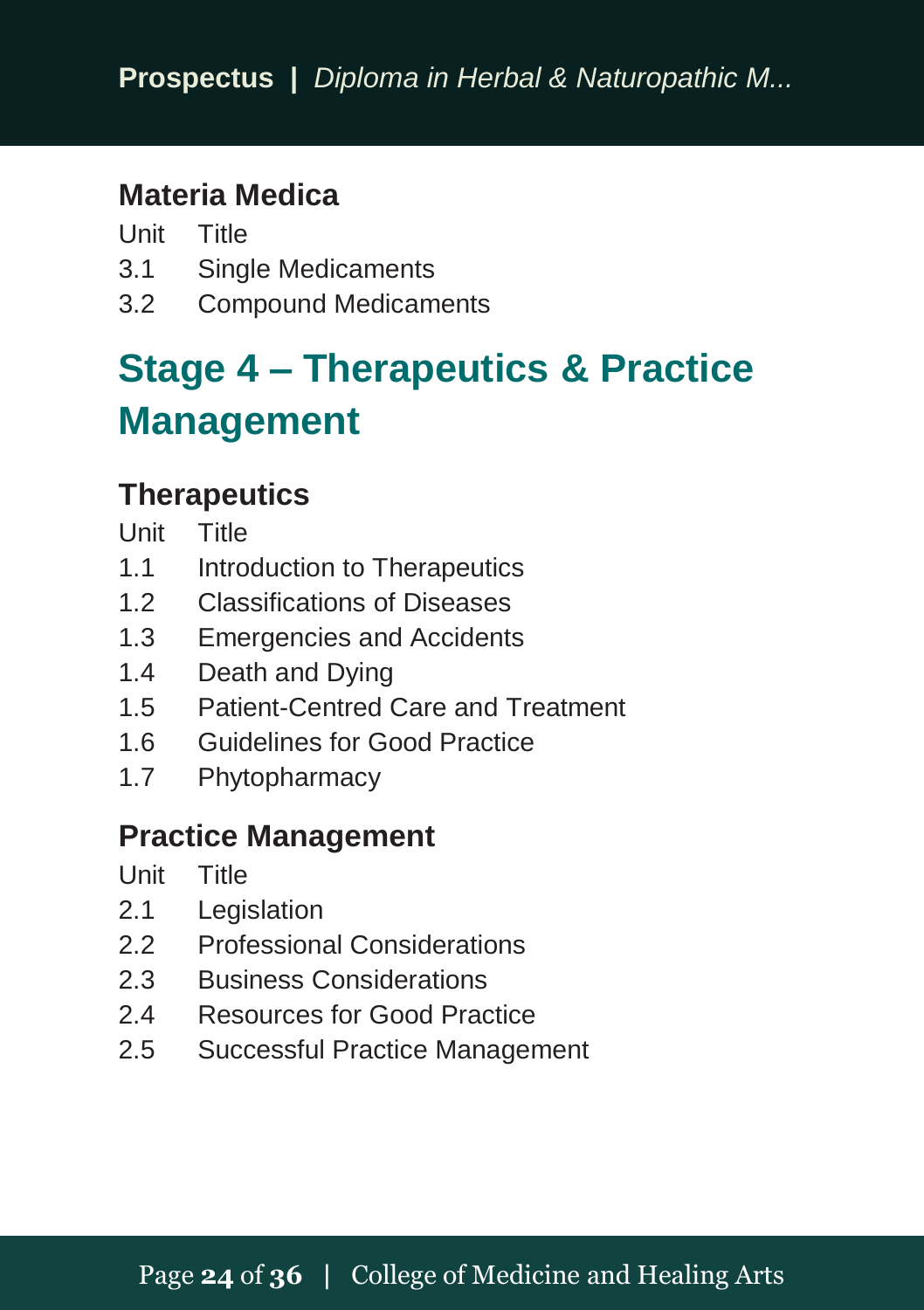### Materia Medica

| Unit | Title |
| --- | --- |
| 3.1 | Single Medicaments |
| 3.2 | Compound Medicaments |

## Stage 4 – Therapeutics & Practice Management

### Therapeutics

| Unit | Title |
| --- | --- |
| 1.1 | Introduction to Therapeutics |
| 1.2 | Classifications of Diseases |
| 1.3 | Emergencies and Accidents |
| 1.4 | Death and Dying |
| 1.5 | Patient-Centred Care and Treatment |
| 1.6 | Guidelines for Good Practice |
| 1.7 | Phytopharmacy |

### Practice Management

| Unit | Title |
| --- | --- |
| 2.1 | Legislation |
| 2.2 | Professional Considerations |
| 2.3 | Business Considerations |
| 2.4 | Resources for Good Practice |
| 2.5 | Successful Practice Management |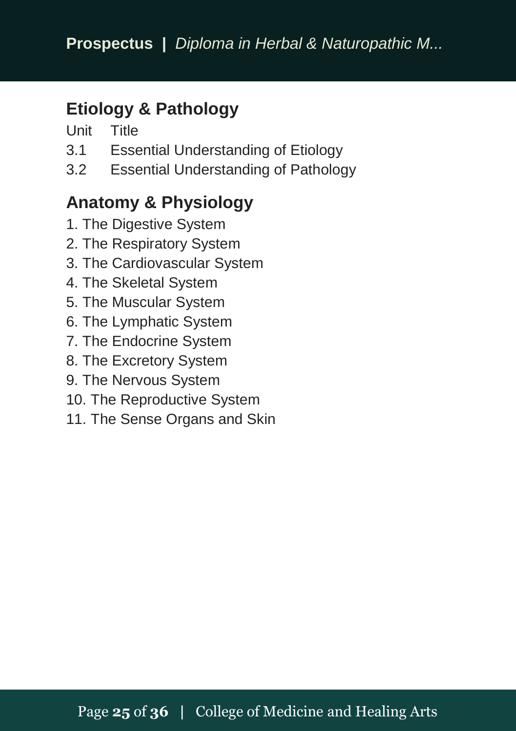## Etiology & Pathology

| Unit | Title |
| --- | --- |
| 3.1 | Essential Understanding of Etiology |
| 3.2 | Essential Understanding of Pathology |

## Anatomy & Physiology

1. The Digestive System
2. The Respiratory System
3. The Cardiovascular System
4. The Skeletal System
5. The Muscular System
6. The Lymphatic System
7. The Endocrine System
8. The Excretory System
9. The Nervous System
10. The Reproductive System
11. The Sense Organs and Skin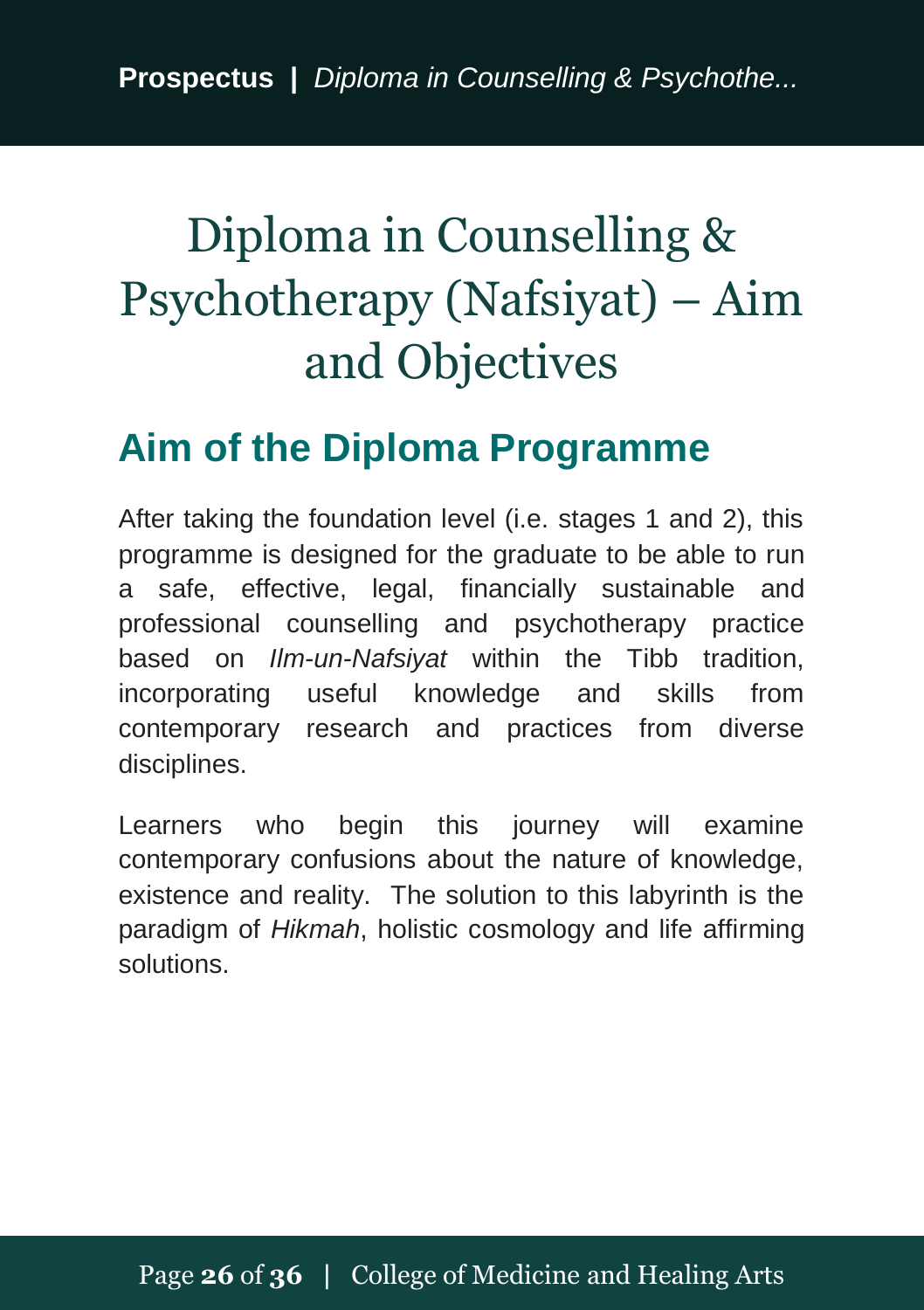# Diploma in Counselling & Psychotherapy (Nafsiyat) – Aim and Objectives

## Aim of the Diploma Programme

After taking the foundation level (i.e. stages 1 and 2), this programme is designed for the graduate to be able to run a safe, effective, legal, financially sustainable and professional counselling and psychotherapy practice based on *Ilm-un-Nafsiyat* within the Tibb tradition, incorporating useful knowledge and skills from contemporary research and practices from diverse disciplines.

Learners who begin this journey will examine contemporary confusions about the nature of knowledge, existence and reality. The solution to this labyrinth is the paradigm of *Hikmah*, holistic cosmology and life affirming solutions.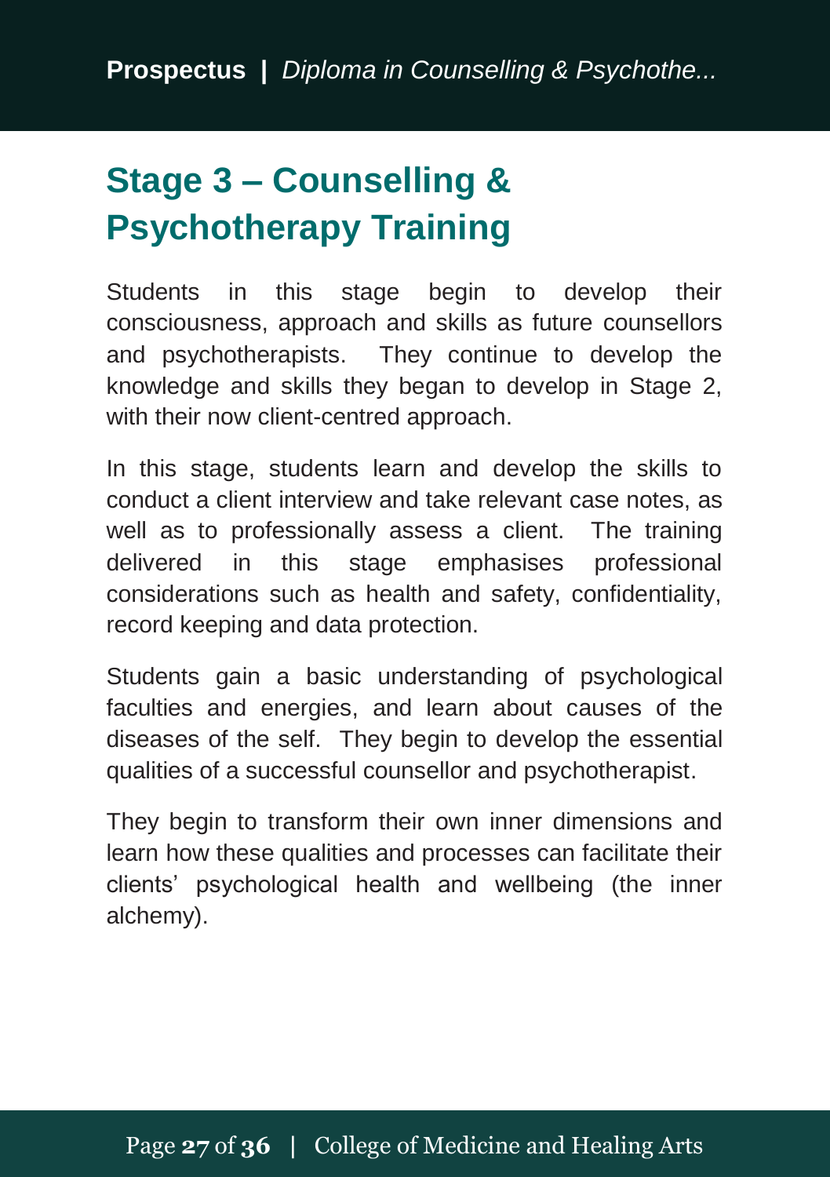# Stage 3 – Counselling & Psychotherapy Training

Students in this stage begin to develop their consciousness, approach and skills as future counsellors and psychotherapists. They continue to develop the knowledge and skills they began to develop in Stage 2, with their now client-centred approach.

In this stage, students learn and develop the skills to conduct a client interview and take relevant case notes, as well as to professionally assess a client. The training delivered in this stage emphasises professional considerations such as health and safety, confidentiality, record keeping and data protection.

Students gain a basic understanding of psychological faculties and energies, and learn about causes of the diseases of the self. They begin to develop the essential qualities of a successful counsellor and psychotherapist.

They begin to transform their own inner dimensions and learn how these qualities and processes can facilitate their clients' psychological health and wellbeing (the inner alchemy).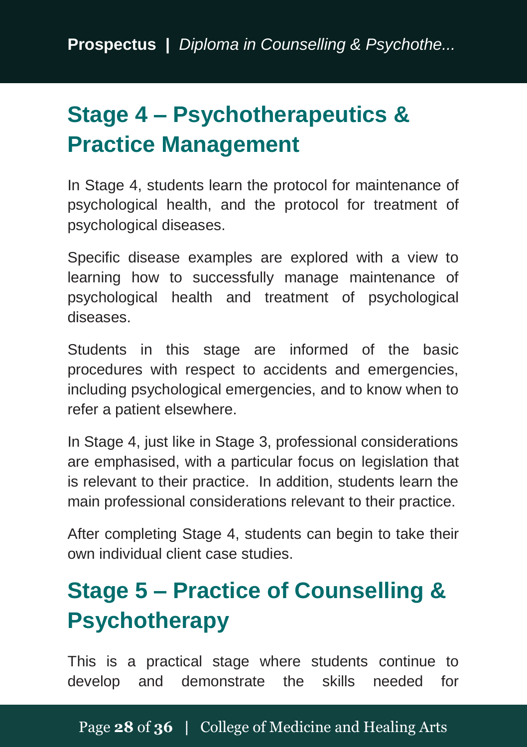## Stage 4 – Psychotherapeutics & Practice Management

In Stage 4, students learn the protocol for maintenance of psychological health, and the protocol for treatment of psychological diseases.

Specific disease examples are explored with a view to learning how to successfully manage maintenance of psychological health and treatment of psychological diseases.

Students in this stage are informed of the basic procedures with respect to accidents and emergencies, including psychological emergencies, and to know when to refer a patient elsewhere.

In Stage 4, just like in Stage 3, professional considerations are emphasised, with a particular focus on legislation that is relevant to their practice. In addition, students learn the main professional considerations relevant to their practice.

After completing Stage 4, students can begin to take their own individual client case studies.

## Stage 5 – Practice of Counselling & Psychotherapy

This is a practical stage where students continue to develop and demonstrate the skills needed for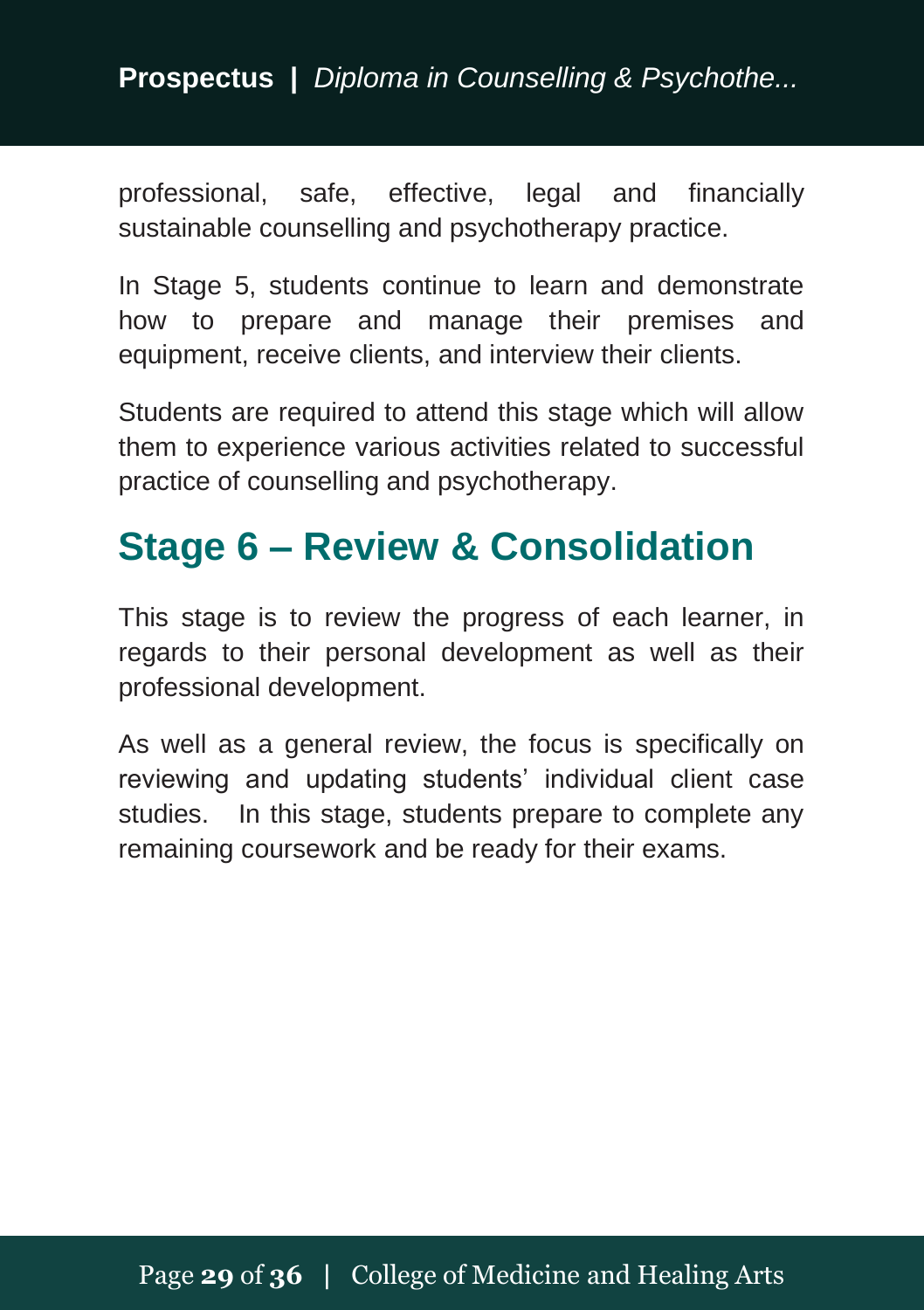professional, safe, effective, legal and financially sustainable counselling and psychotherapy practice.

In Stage 5, students continue to learn and demonstrate how to prepare and manage their premises and equipment, receive clients, and interview their clients.

Students are required to attend this stage which will allow them to experience various activities related to successful practice of counselling and psychotherapy.

## Stage 6 – Review & Consolidation

This stage is to review the progress of each learner, in regards to their personal development as well as their professional development.

As well as a general review, the focus is specifically on reviewing and updating students' individual client case studies. In this stage, students prepare to complete any remaining coursework and be ready for their exams.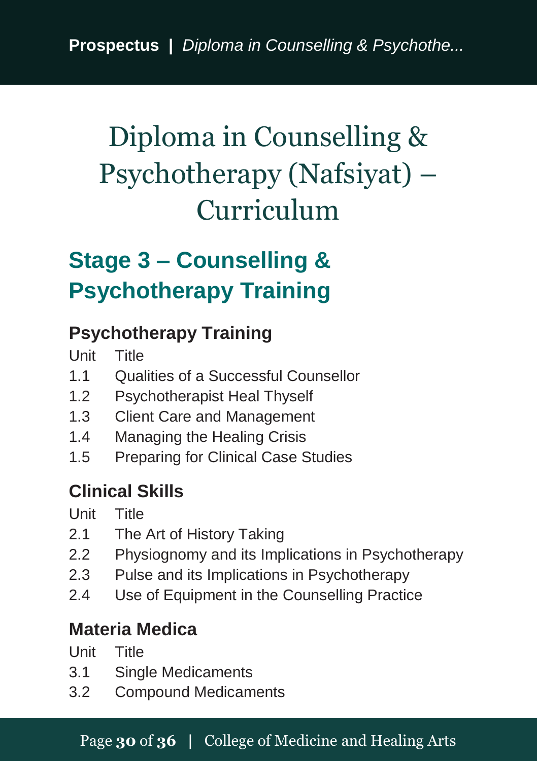# Diploma in Counselling & Psychotherapy (Nafsiyat) – Curriculum

## Stage 3 – Counselling & Psychotherapy Training

### Psychotherapy Training

| Unit | Title |
|---|---|
| 1.1 | Qualities of a Successful Counsellor |
| 1.2 | Psychotherapist Heal Thyself |
| 1.3 | Client Care and Management |
| 1.4 | Managing the Healing Crisis |
| 1.5 | Preparing for Clinical Case Studies |

### Clinical Skills

| Unit | Title |
|---|---|
| 2.1 | The Art of History Taking |
| 2.2 | Physiognomy and its Implications in Psychotherapy |
| 2.3 | Pulse and its Implications in Psychotherapy |
| 2.4 | Use of Equipment in the Counselling Practice |

### Materia Medica

| Unit | Title |
|---|---|
| 3.1 | Single Medicaments |
| 3.2 | Compound Medicaments |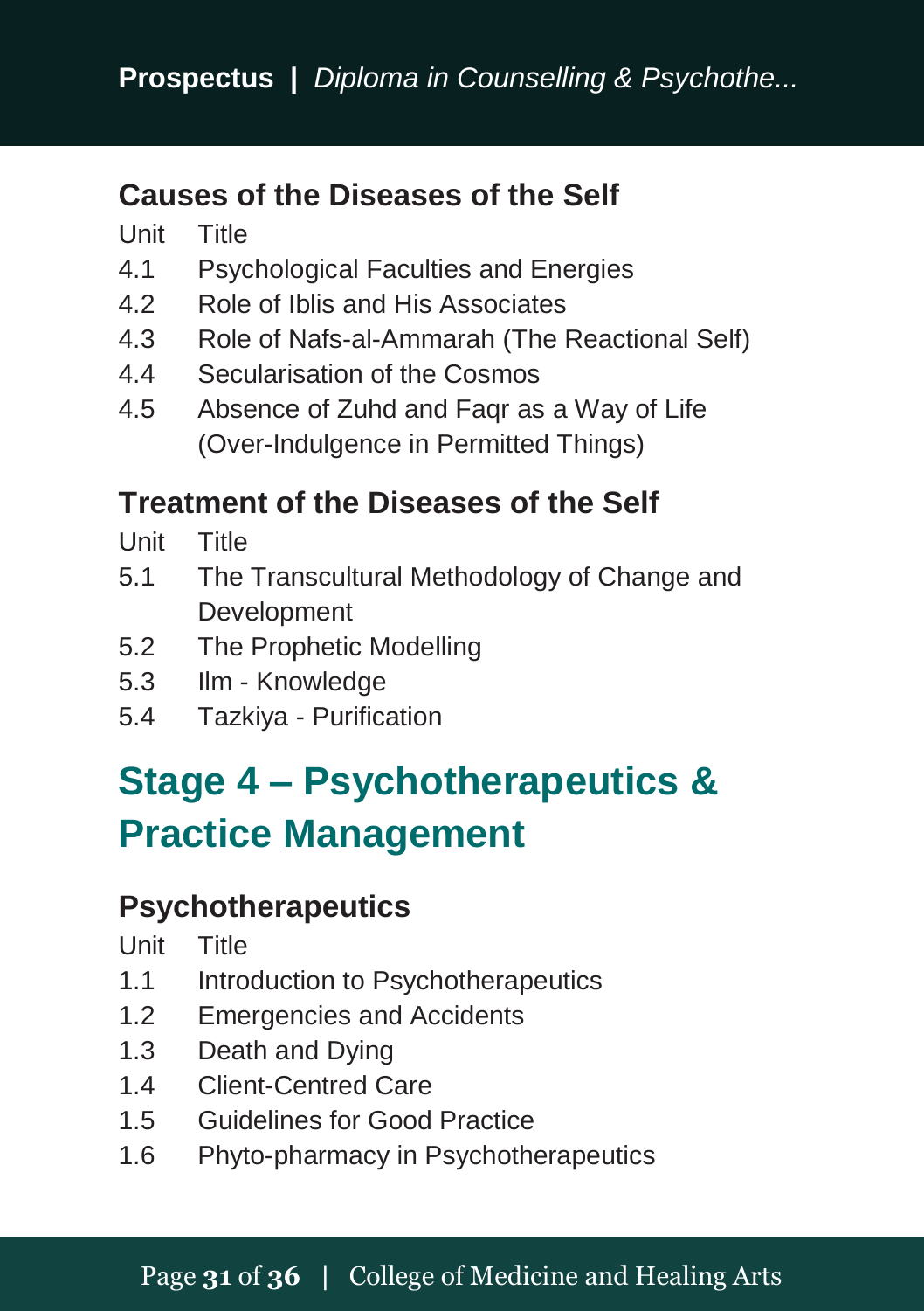### Causes of the Diseases of the Self

| Unit | Title |
| --- | --- |
| 4.1 | Psychological Faculties and Energies |
| 4.2 | Role of Iblis and His Associates |
| 4.3 | Role of Nafs-al-Ammarah (The Reactional Self) |
| 4.4 | Secularisation of the Cosmos |
| 4.5 | Absence of Zuhd and Faqr as a Way of Life (Over-Indulgence in Permitted Things) |

### Treatment of the Diseases of the Self

| Unit | Title |
| --- | --- |
| 5.1 | The Transcultural Methodology of Change and Development |
| 5.2 | The Prophetic Modelling |
| 5.3 | Ilm - Knowledge |
| 5.4 | Tazkiya - Purification |

## Stage 4 – Psychotherapeutics & Practice Management

### Psychotherapeutics

| Unit | Title |
| --- | --- |
| 1.1 | Introduction to Psychotherapeutics |
| 1.2 | Emergencies and Accidents |
| 1.3 | Death and Dying |
| 1.4 | Client-Centred Care |
| 1.5 | Guidelines for Good Practice |
| 1.6 | Phyto-pharmacy in Psychotherapeutics |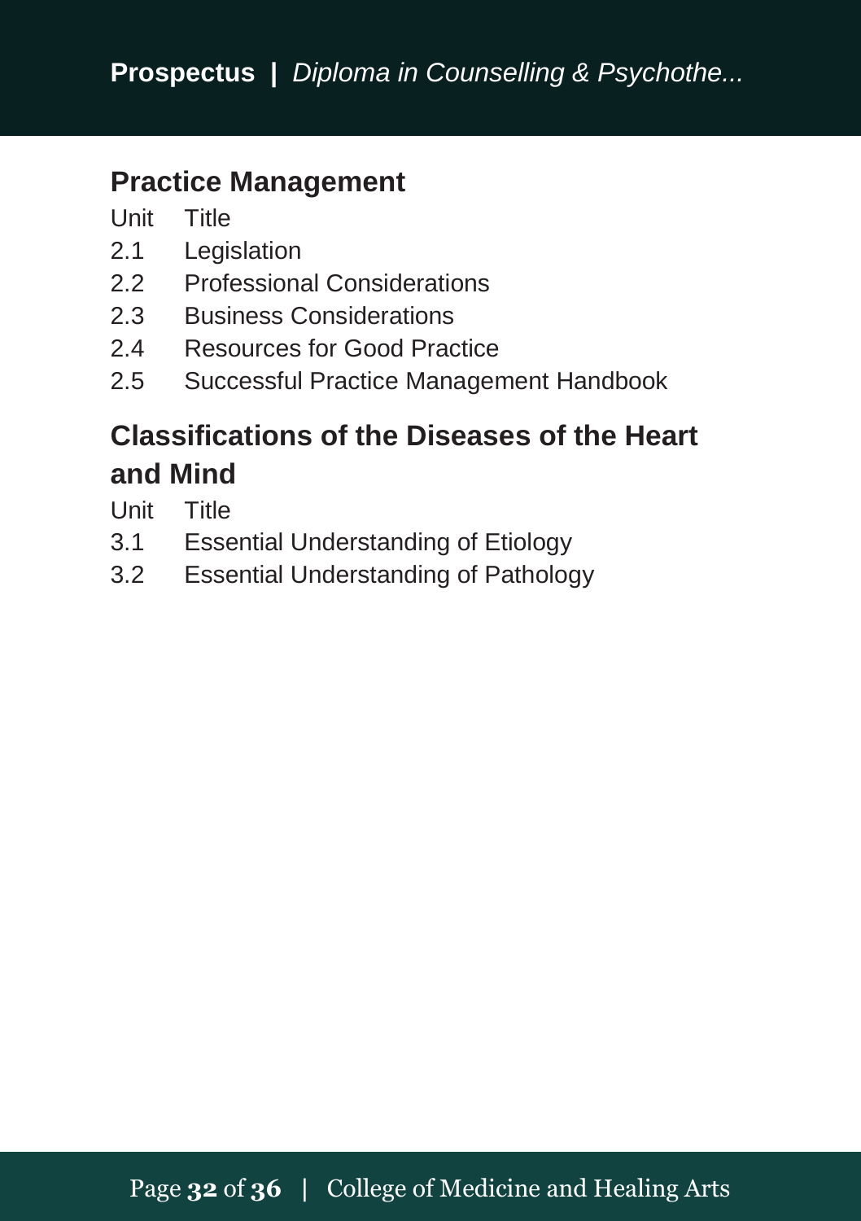## Practice Management

| Unit | Title |
|---|---|
| 2.1 | Legislation |
| 2.2 | Professional Considerations |
| 2.3 | Business Considerations |
| 2.4 | Resources for Good Practice |
| 2.5 | Successful Practice Management Handbook |

## Classifications of the Diseases of the Heart and Mind

| Unit | Title |
|---|---|
| 3.1 | Essential Understanding of Etiology |
| 3.2 | Essential Understanding of Pathology |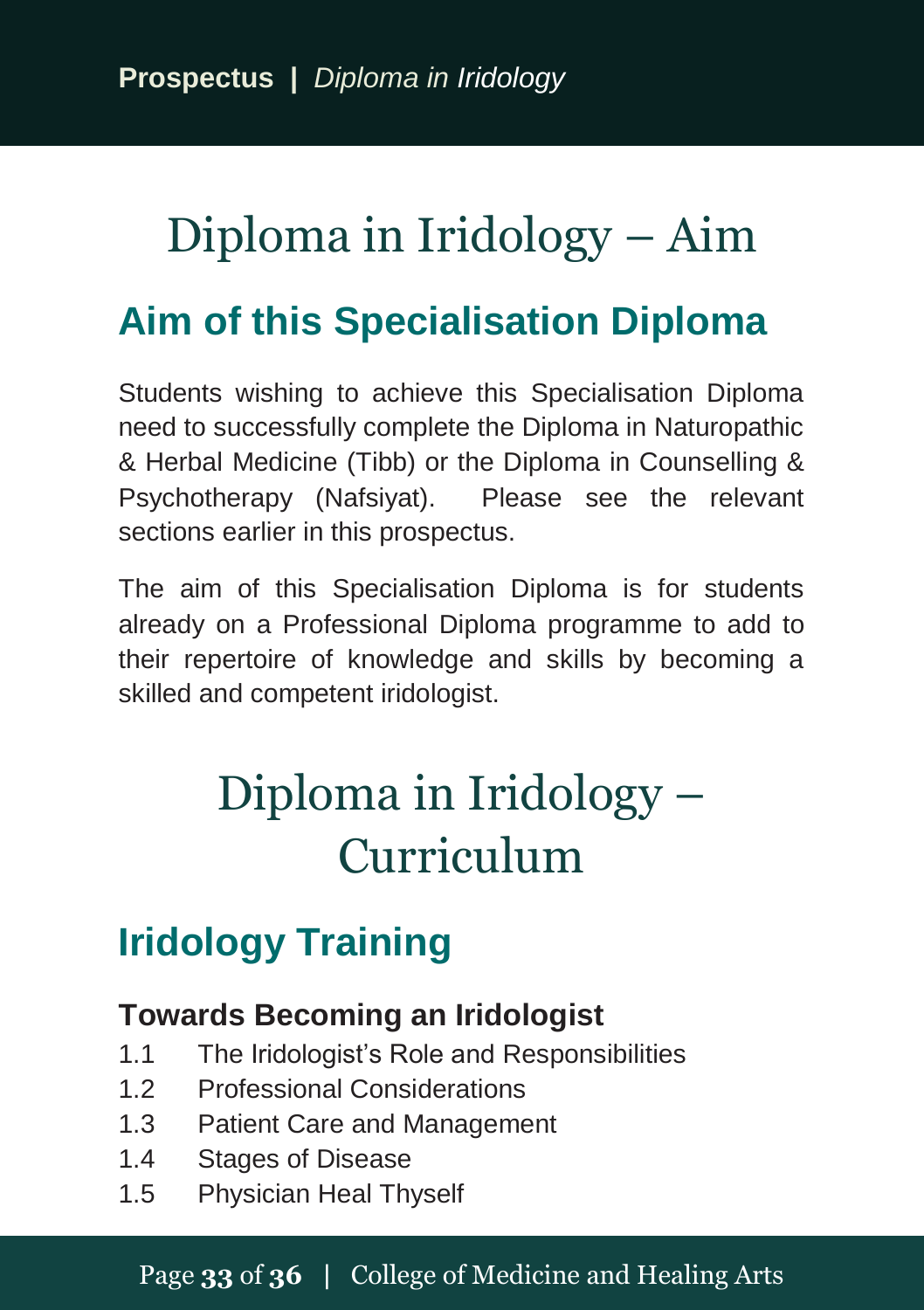# Diploma in Iridology – Aim

## Aim of this Specialisation Diploma

Students wishing to achieve this Specialisation Diploma need to successfully complete the Diploma in Naturopathic & Herbal Medicine (Tibb) or the Diploma in Counselling & Psychotherapy (Nafsiyat). Please see the relevant sections earlier in this prospectus.

The aim of this Specialisation Diploma is for students already on a Professional Diploma programme to add to their repertoire of knowledge and skills by becoming a skilled and competent iridologist.

# Diploma in Iridology – Curriculum

## Iridology Training

### Towards Becoming an Iridologist

1.1 The Iridologist's Role and Responsibilities
1.2 Professional Considerations
1.3 Patient Care and Management
1.4 Stages of Disease
1.5 Physician Heal Thyself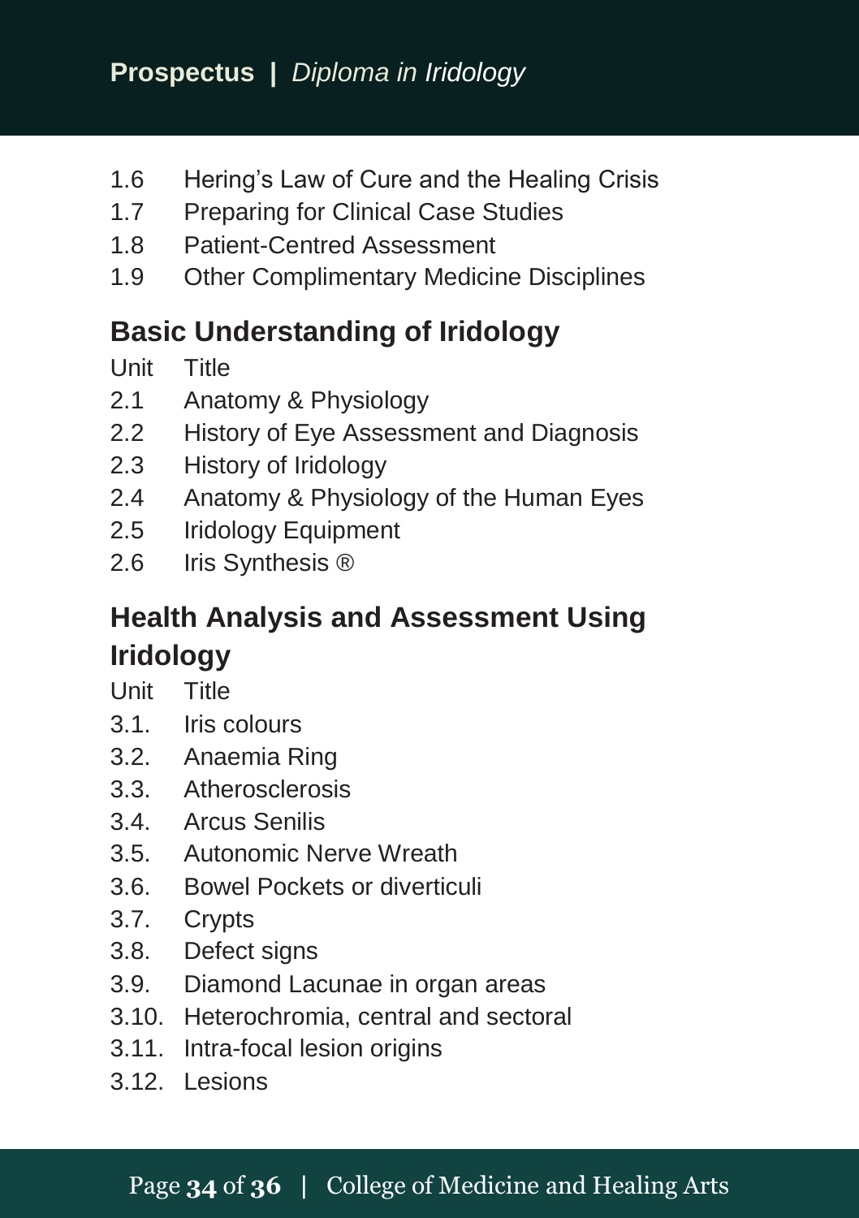| | |
|---|---|
| 1.6 | Hering's Law of Cure and the Healing Crisis |
| 1.7 | Preparing for Clinical Case Studies |
| 1.8 | Patient-Centred Assessment |
| 1.9 | Other Complimentary Medicine Disciplines |

## Basic Understanding of Iridology

| Unit | Title |
|---|---|
| 2.1 | Anatomy & Physiology |
| 2.2 | History of Eye Assessment and Diagnosis |
| 2.3 | History of Iridology |
| 2.4 | Anatomy & Physiology of the Human Eyes |
| 2.5 | Iridology Equipment |
| 2.6 | Iris Synthesis ® |

## Health Analysis and Assessment Using Iridology

| Unit | Title |
|---|---|
| 3.1. | Iris colours |
| 3.2. | Anaemia Ring |
| 3.3. | Atherosclerosis |
| 3.4. | Arcus Senilis |
| 3.5. | Autonomic Nerve Wreath |
| 3.6. | Bowel Pockets or diverticuli |
| 3.7. | Crypts |
| 3.8. | Defect signs |
| 3.9. | Diamond Lacunae in organ areas |
| 3.10. | Heterochromia, central and sectoral |
| 3.11. | Intra-focal lesion origins |
| 3.12. | Lesions |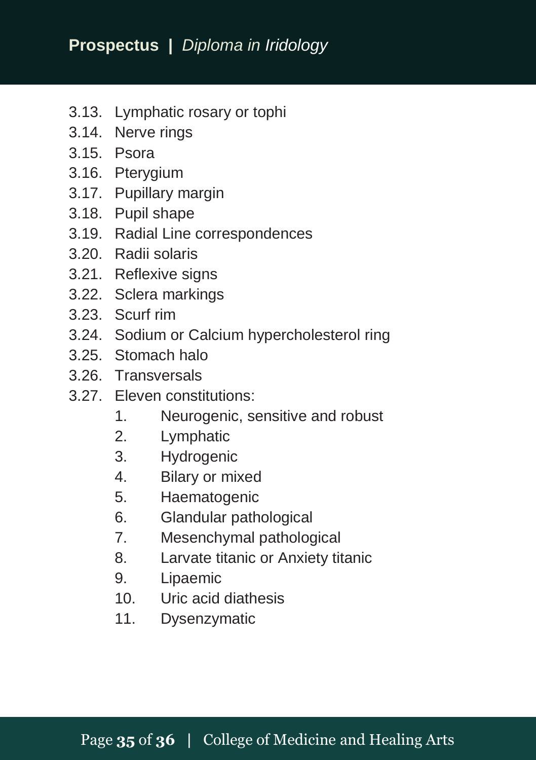3.13. Lymphatic rosary or tophi
3.14. Nerve rings
3.15. Psora
3.16. Pterygium
3.17. Pupillary margin
3.18. Pupil shape
3.19. Radial Line correspondences
3.20. Radii solaris
3.21. Reflexive signs
3.22. Sclera markings
3.23. Scurf rim
3.24. Sodium or Calcium hypercholesterol ring
3.25. Stomach halo
3.26. Transversals
3.27. Eleven constitutions:
    1. Neurogenic, sensitive and robust
    2. Lymphatic
    3. Hydrogenic
    4. Bilary or mixed
    5. Haematogenic
    6. Glandular pathological
    7. Mesenchymal pathological
    8. Larvate titanic or Anxiety titanic
    9. Lipaemic
    10. Uric acid diathesis
    11. Dysenzymatic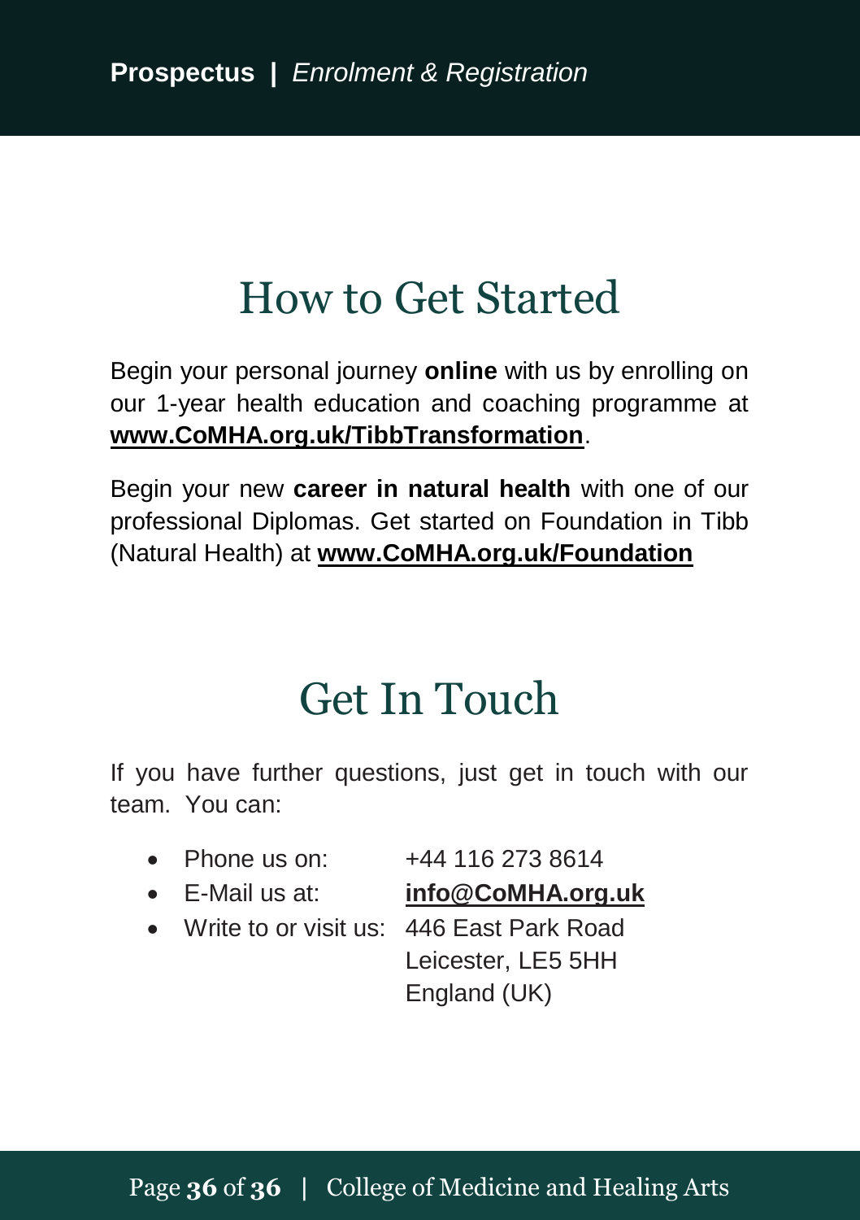# How to Get Started

Begin your personal journey **online** with us by enrolling on our 1-year health education and coaching programme at **www.CoMHA.org.uk/TibbTransformation**.

Begin your new **career in natural health** with one of our professional Diplomas. Get started on Foundation in Tibb (Natural Health) at **www.CoMHA.org.uk/Foundation**

# Get In Touch

If you have further questions, just get in touch with our team. You can:

- Phone us on: +44 116 273 8614
- E-Mail us at: **info@CoMHA.org.uk**
- Write to or visit us: 446 East Park Road
  Leicester, LE5 5HH
  England (UK)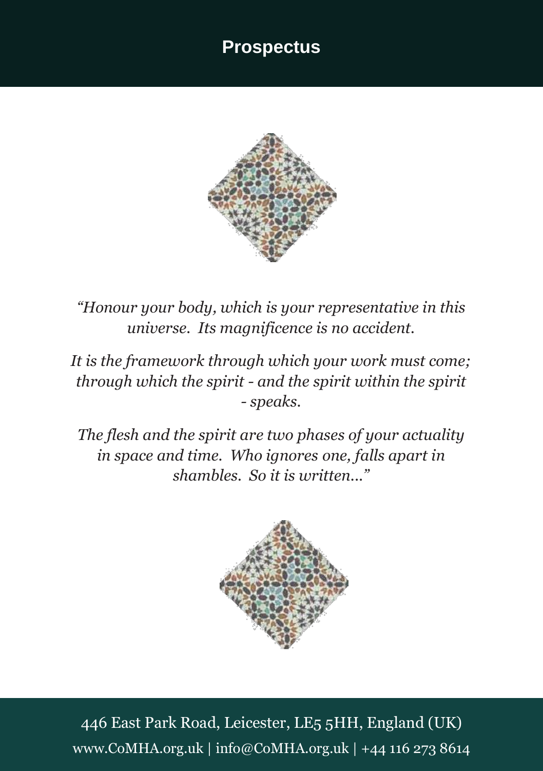*"Honour your body, which is your representative in this universe. Its magnificence is no accident.*

*It is the framework through which your work must come; through which the spirit - and the spirit within the spirit - speaks.*

*The flesh and the spirit are two phases of your actuality in space and time. Who ignores one, falls apart in shambles. So it is written..."*

446 East Park Road, Leicester, LE5 5HH, England (UK)
www.CoMHA.org.uk | info@CoMHA.org.uk | +44 116 273 8614